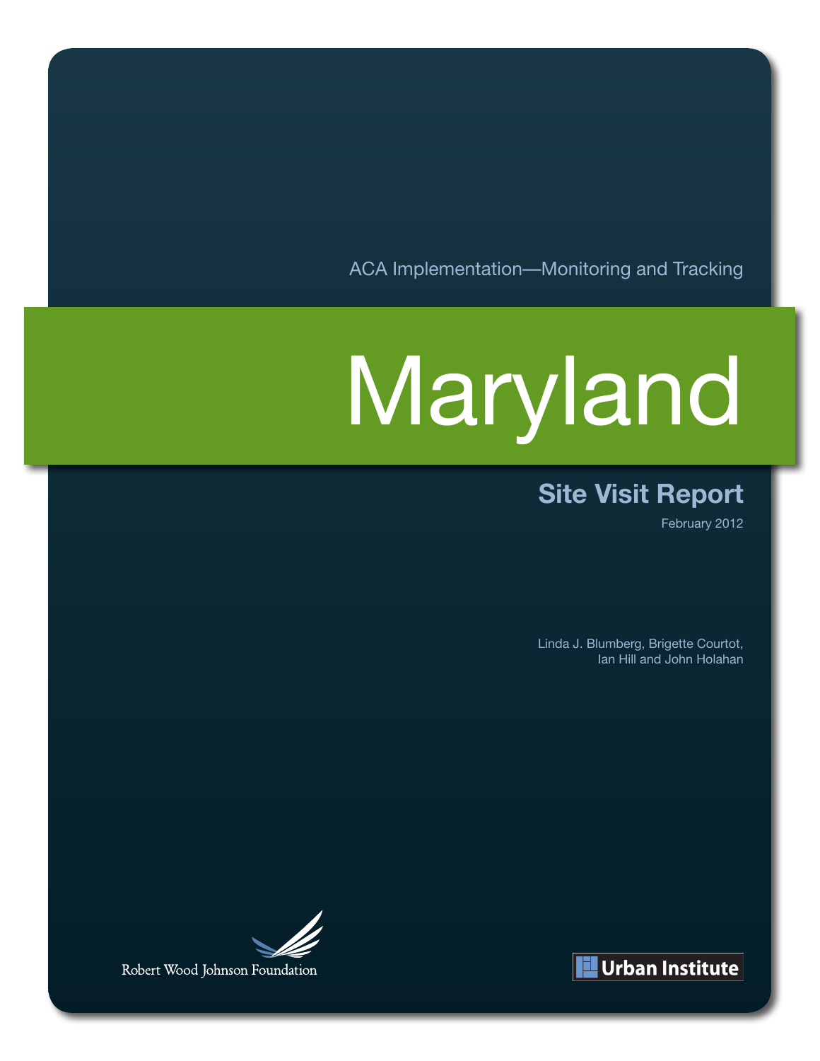ACA Implementation—Monitoring and Tracking

# Maryland

## Site Visit Report

February 2012

Linda J. Blumberg, Brigette Courtot, Ian Hill and John Holahan

Robert Wood Johnson Foundation

Urban Institute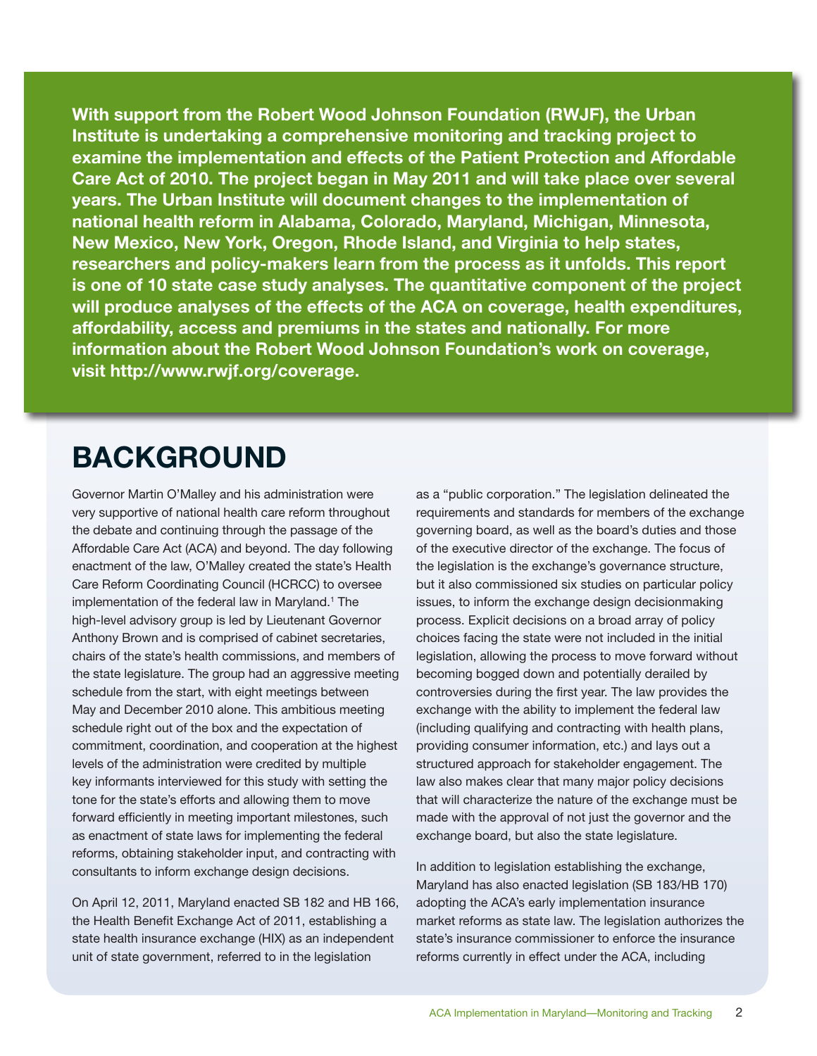**With support from the Robert Wood Johnson Foundation (RWJF), the Urban Institute is undertaking a comprehensive monitoring and tracking project to examine the implementation and effects of the Patient Protection and Affordable Care Act of 2010. The project began in May 2011 and will take place over several years. The Urban Institute will document changes to the implementation of national health reform in Alabama, Colorado, Maryland, Michigan, Minnesota, New Mexico, New York, Oregon, Rhode Island, and Virginia to help states, researchers and policy-makers learn from the process as it unfolds. This report is one of 10 state case study analyses. The quantitative component of the project will produce analyses of the effects of the ACA on coverage, health expenditures, affordability, access and premiums in the states and nationally. For more information about the Robert Wood Johnson Foundation's work on coverage, visit http://www.rwjf.org/coverage.**

# BACKGROUND

Governor Martin O'Malley and his administration were very supportive of national health care reform throughout the debate and continuing through the passage of the Affordable Care Act (ACA) and beyond. The day following enactment of the law, O'Malley created the state's Health Care Reform Coordinating Council (HCRCC) to oversee implementation of the federal law in Maryland.[1] The high-level advisory group is led by Lieutenant Governor Anthony Brown and is comprised of cabinet secretaries, chairs of the state's health commissions, and members of the state legislature. The group had an aggressive meeting schedule from the start, with eight meetings between May and December 2010 alone. This ambitious meeting schedule right out of the box and the expectation of commitment, coordination, and cooperation at the highest levels of the administration were credited by multiple key informants interviewed for this study with setting the tone for the state's efforts and allowing them to move forward efficiently in meeting important milestones, such as enactment of state laws for implementing the federal reforms, obtaining stakeholder input, and contracting with consultants to inform exchange design decisions.

On April 12, 2011, Maryland enacted SB 182 and HB 166, the Health Benefit Exchange Act of 2011, establishing a state health insurance exchange (HIX) as an independent unit of state government, referred to in the legislation as a "public corporation." The legislation delineated the requirements and standards for members of the exchange governing board, as well as the board's duties and those of the executive director of the exchange. The focus of the legislation is the exchange's governance structure, but it also commissioned six studies on particular policy issues, to inform the exchange design decisionmaking process. Explicit decisions on a broad array of policy choices facing the state were not included in the initial legislation, allowing the process to move forward without becoming bogged down and potentially derailed by controversies during the first year. The law provides the exchange with the ability to implement the federal law (including qualifying and contracting with health plans, providing consumer information, etc.) and lays out a structured approach for stakeholder engagement. The law also makes clear that many major policy decisions that will characterize the nature of the exchange must be made with the approval of not just the governor and the exchange board, but also the state legislature.

In addition to legislation establishing the exchange, Maryland has also enacted legislation (SB 183/HB 170) adopting the ACA's early implementation insurance market reforms as state law. The legislation authorizes the state's insurance commissioner to enforce the insurance reforms currently in effect under the ACA, including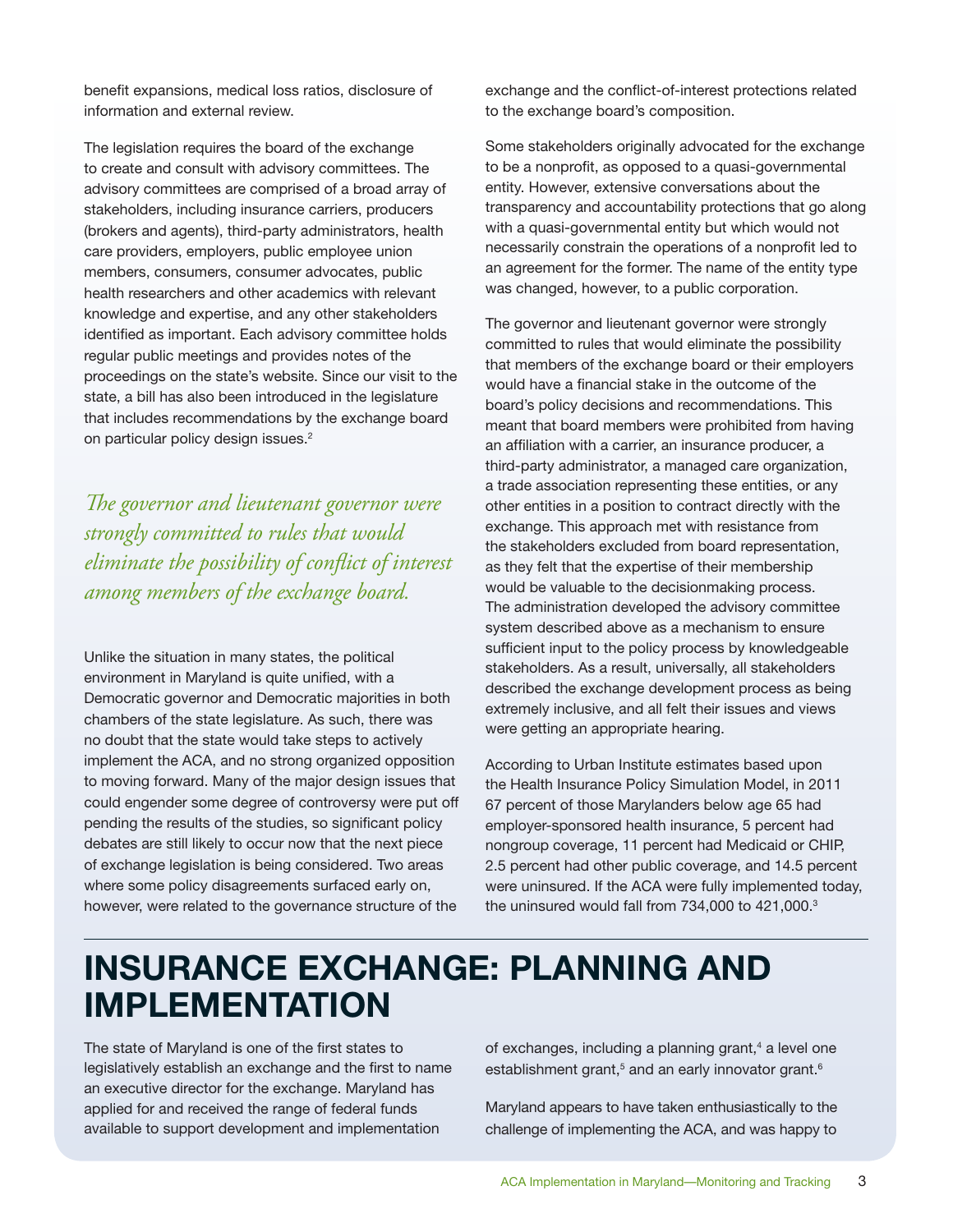benefit expansions, medical loss ratios, disclosure of information and external review.

The legislation requires the board of the exchange to create and consult with advisory committees. The advisory committees are comprised of a broad array of stakeholders, including insurance carriers, producers (brokers and agents), third-party administrators, health care providers, employers, public employee union members, consumers, consumer advocates, public health researchers and other academics with relevant knowledge and expertise, and any other stakeholders identified as important. Each advisory committee holds regular public meetings and provides notes of the proceedings on the state's website. Since our visit to the state, a bill has also been introduced in the legislature that includes recommendations by the exchange board on particular policy design issues.[2]

*The governor and lieutenant governor were strongly committed to rules that would eliminate the possibility of conflict of interest among members of the exchange board.*

Unlike the situation in many states, the political environment in Maryland is quite unified, with a Democratic governor and Democratic majorities in both chambers of the state legislature. As such, there was no doubt that the state would take steps to actively implement the ACA, and no strong organized opposition to moving forward. Many of the major design issues that could engender some degree of controversy were put off pending the results of the studies, so significant policy debates are still likely to occur now that the next piece of exchange legislation is being considered. Two areas where some policy disagreements surfaced early on, however, were related to the governance structure of the exchange and the conflict-of-interest protections related to the exchange board's composition.

Some stakeholders originally advocated for the exchange to be a nonprofit, as opposed to a quasi-governmental entity. However, extensive conversations about the transparency and accountability protections that go along with a quasi-governmental entity but which would not necessarily constrain the operations of a nonprofit led to an agreement for the former. The name of the entity type was changed, however, to a public corporation.

The governor and lieutenant governor were strongly committed to rules that would eliminate the possibility that members of the exchange board or their employers would have a financial stake in the outcome of the board's policy decisions and recommendations. This meant that board members were prohibited from having an affiliation with a carrier, an insurance producer, a third-party administrator, a managed care organization, a trade association representing these entities, or any other entities in a position to contract directly with the exchange. This approach met with resistance from the stakeholders excluded from board representation, as they felt that the expertise of their membership would be valuable to the decisionmaking process. The administration developed the advisory committee system described above as a mechanism to ensure sufficient input to the policy process by knowledgeable stakeholders. As a result, universally, all stakeholders described the exchange development process as being extremely inclusive, and all felt their issues and views were getting an appropriate hearing.

According to Urban Institute estimates based upon the Health Insurance Policy Simulation Model, in 2011 67 percent of those Marylanders below age 65 had employer-sponsored health insurance, 5 percent had nongroup coverage, 11 percent had Medicaid or CHIP, 2.5 percent had other public coverage, and 14.5 percent were uninsured. If the ACA were fully implemented today, the uninsured would fall from 734,000 to 421,000.[3]

# INSURANCE EXCHANGE: PLANNING AND IMPLEMENTATION

The state of Maryland is one of the first states to legislatively establish an exchange and the first to name an executive director for the exchange. Maryland has applied for and received the range of federal funds available to support development and implementation of exchanges, including a planning grant,[4] a level one establishment grant,[5] and an early innovator grant.[6]

Maryland appears to have taken enthusiastically to the challenge of implementing the ACA, and was happy to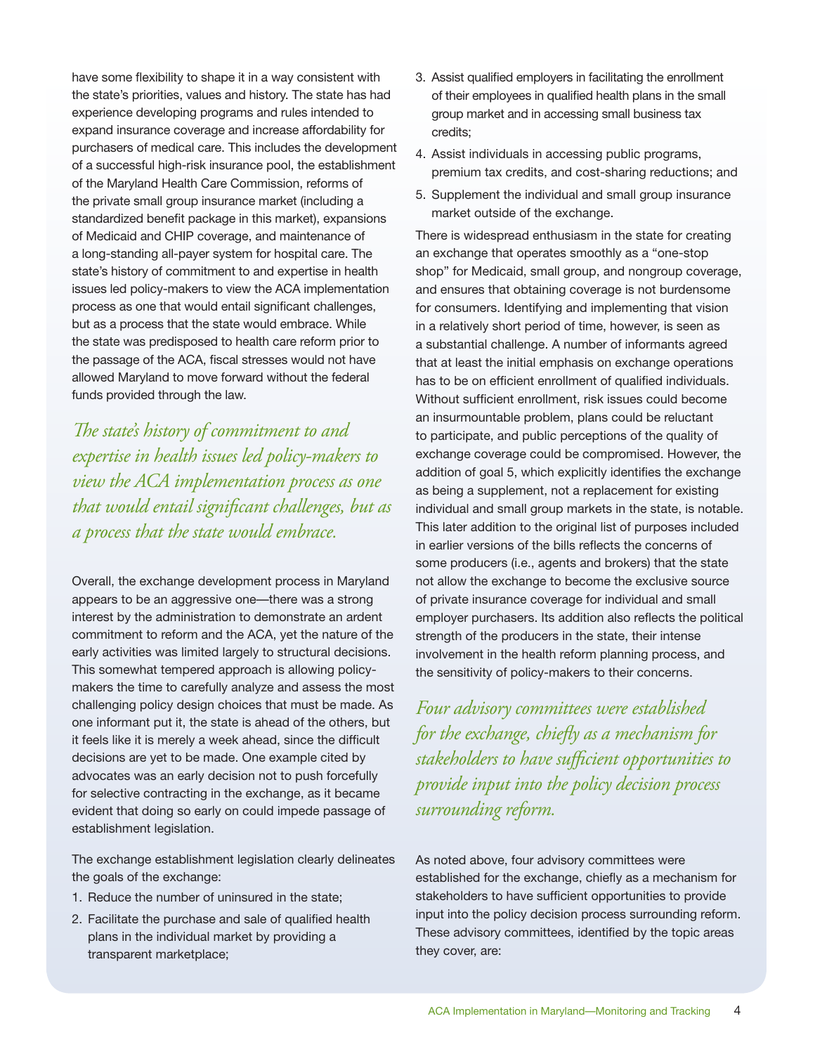have some flexibility to shape it in a way consistent with the state's priorities, values and history. The state has had experience developing programs and rules intended to expand insurance coverage and increase affordability for purchasers of medical care. This includes the development of a successful high-risk insurance pool, the establishment of the Maryland Health Care Commission, reforms of the private small group insurance market (including a standardized benefit package in this market), expansions of Medicaid and CHIP coverage, and maintenance of a long-standing all-payer system for hospital care. The state's history of commitment to and expertise in health issues led policy-makers to view the ACA implementation process as one that would entail significant challenges, but as a process that the state would embrace. While the state was predisposed to health care reform prior to the passage of the ACA, fiscal stresses would not have allowed Maryland to move forward without the federal funds provided through the law.

*The state's history of commitment to and expertise in health issues led policy-makers to view the ACA implementation process as one that would entail significant challenges, but as a process that the state would embrace.*

Overall, the exchange development process in Maryland appears to be an aggressive one—there was a strong interest by the administration to demonstrate an ardent commitment to reform and the ACA, yet the nature of the early activities was limited largely to structural decisions. This somewhat tempered approach is allowing policy-makers the time to carefully analyze and assess the most challenging policy design choices that must be made. As one informant put it, the state is ahead of the others, but it feels like it is merely a week ahead, since the difficult decisions are yet to be made. One example cited by advocates was an early decision not to push forcefully for selective contracting in the exchange, as it became evident that doing so early on could impede passage of establishment legislation.

The exchange establishment legislation clearly delineates the goals of the exchange:

1. Reduce the number of uninsured in the state;
2. Facilitate the purchase and sale of qualified health plans in the individual market by providing a transparent marketplace;
3. Assist qualified employers in facilitating the enrollment of their employees in qualified health plans in the small group market and in accessing small business tax credits;
4. Assist individuals in accessing public programs, premium tax credits, and cost-sharing reductions; and
5. Supplement the individual and small group insurance market outside of the exchange.

There is widespread enthusiasm in the state for creating an exchange that operates smoothly as a "one-stop shop" for Medicaid, small group, and nongroup coverage, and ensures that obtaining coverage is not burdensome for consumers. Identifying and implementing that vision in a relatively short period of time, however, is seen as a substantial challenge. A number of informants agreed that at least the initial emphasis on exchange operations has to be on efficient enrollment of qualified individuals. Without sufficient enrollment, risk issues could become an insurmountable problem, plans could be reluctant to participate, and public perceptions of the quality of exchange coverage could be compromised. However, the addition of goal 5, which explicitly identifies the exchange as being a supplement, not a replacement for existing individual and small group markets in the state, is notable. This later addition to the original list of purposes included in earlier versions of the bills reflects the concerns of some producers (i.e., agents and brokers) that the state not allow the exchange to become the exclusive source of private insurance coverage for individual and small employer purchasers. Its addition also reflects the political strength of the producers in the state, their intense involvement in the health reform planning process, and the sensitivity of policy-makers to their concerns.

*Four advisory committees were established for the exchange, chiefly as a mechanism for stakeholders to have sufficient opportunities to provide input into the policy decision process surrounding reform.*

As noted above, four advisory committees were established for the exchange, chiefly as a mechanism for stakeholders to have sufficient opportunities to provide input into the policy decision process surrounding reform. These advisory committees, identified by the topic areas they cover, are: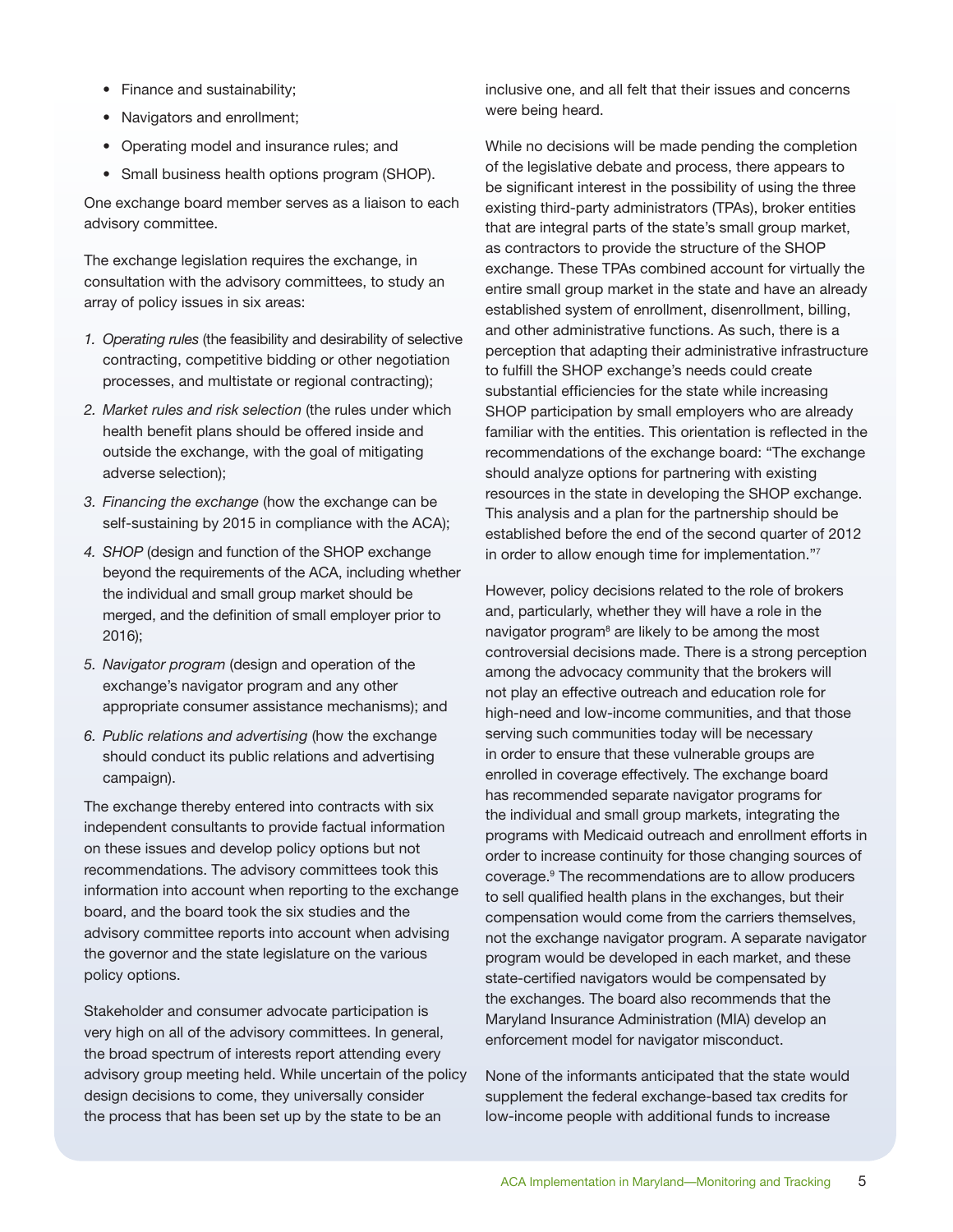- Finance and sustainability;
- Navigators and enrollment;
- Operating model and insurance rules; and
- Small business health options program (SHOP).

One exchange board member serves as a liaison to each advisory committee.

The exchange legislation requires the exchange, in consultation with the advisory committees, to study an array of policy issues in six areas:

1. *Operating rules* (the feasibility and desirability of selective contracting, competitive bidding or other negotiation processes, and multistate or regional contracting);
2. *Market rules and risk selection* (the rules under which health benefit plans should be offered inside and outside the exchange, with the goal of mitigating adverse selection);
3. *Financing the exchange* (how the exchange can be self-sustaining by 2015 in compliance with the ACA);
4. *SHOP* (design and function of the SHOP exchange beyond the requirements of the ACA, including whether the individual and small group market should be merged, and the definition of small employer prior to 2016);
5. *Navigator program* (design and operation of the exchange's navigator program and any other appropriate consumer assistance mechanisms); and
6. *Public relations and advertising* (how the exchange should conduct its public relations and advertising campaign).

The exchange thereby entered into contracts with six independent consultants to provide factual information on these issues and develop policy options but not recommendations. The advisory committees took this information into account when reporting to the exchange board, and the board took the six studies and the advisory committee reports into account when advising the governor and the state legislature on the various policy options.

Stakeholder and consumer advocate participation is very high on all of the advisory committees. In general, the broad spectrum of interests report attending every advisory group meeting held. While uncertain of the policy design decisions to come, they universally consider the process that has been set up by the state to be an inclusive one, and all felt that their issues and concerns were being heard.

While no decisions will be made pending the completion of the legislative debate and process, there appears to be significant interest in the possibility of using the three existing third-party administrators (TPAs), broker entities that are integral parts of the state's small group market, as contractors to provide the structure of the SHOP exchange. These TPAs combined account for virtually the entire small group market in the state and have an already established system of enrollment, disenrollment, billing, and other administrative functions. As such, there is a perception that adapting their administrative infrastructure to fulfill the SHOP exchange's needs could create substantial efficiencies for the state while increasing SHOP participation by small employers who are already familiar with the entities. This orientation is reflected in the recommendations of the exchange board: "The exchange should analyze options for partnering with existing resources in the state in developing the SHOP exchange. This analysis and a plan for the partnership should be established before the end of the second quarter of 2012 in order to allow enough time for implementation."[7]

However, policy decisions related to the role of brokers and, particularly, whether they will have a role in the navigator program[8] are likely to be among the most controversial decisions made. There is a strong perception among the advocacy community that the brokers will not play an effective outreach and education role for high-need and low-income communities, and that those serving such communities today will be necessary in order to ensure that these vulnerable groups are enrolled in coverage effectively. The exchange board has recommended separate navigator programs for the individual and small group markets, integrating the programs with Medicaid outreach and enrollment efforts in order to increase continuity for those changing sources of coverage.[9] The recommendations are to allow producers to sell qualified health plans in the exchanges, but their compensation would come from the carriers themselves, not the exchange navigator program. A separate navigator program would be developed in each market, and these state-certified navigators would be compensated by the exchanges. The board also recommends that the Maryland Insurance Administration (MIA) develop an enforcement model for navigator misconduct.

None of the informants anticipated that the state would supplement the federal exchange-based tax credits for low-income people with additional funds to increase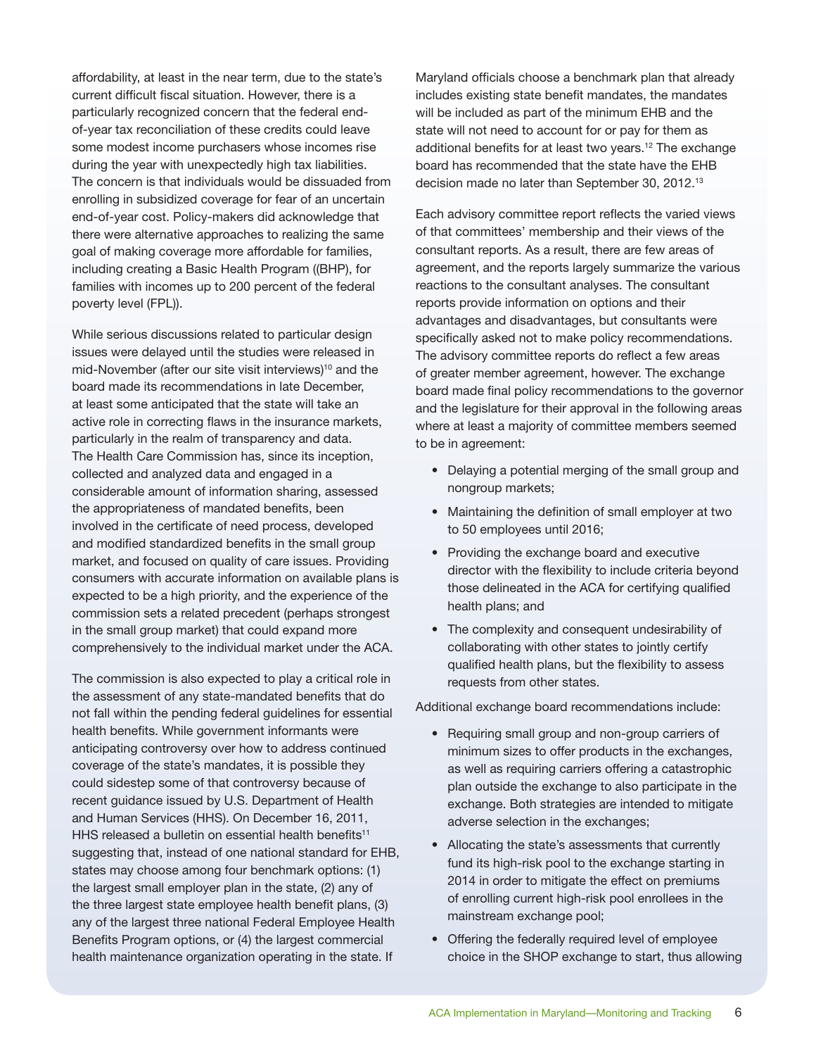affordability, at least in the near term, due to the state's current difficult fiscal situation. However, there is a particularly recognized concern that the federal end-of-year tax reconciliation of these credits could leave some modest income purchasers whose incomes rise during the year with unexpectedly high tax liabilities. The concern is that individuals would be dissuaded from enrolling in subsidized coverage for fear of an uncertain end-of-year cost. Policy-makers did acknowledge that there were alternative approaches to realizing the same goal of making coverage more affordable for families, including creating a Basic Health Program ((BHP), for families with incomes up to 200 percent of the federal poverty level (FPL)).

While serious discussions related to particular design issues were delayed until the studies were released in mid-November (after our site visit interviews)[10] and the board made its recommendations in late December, at least some anticipated that the state will take an active role in correcting flaws in the insurance markets, particularly in the realm of transparency and data. The Health Care Commission has, since its inception, collected and analyzed data and engaged in a considerable amount of information sharing, assessed the appropriateness of mandated benefits, been involved in the certificate of need process, developed and modified standardized benefits in the small group market, and focused on quality of care issues. Providing consumers with accurate information on available plans is expected to be a high priority, and the experience of the commission sets a related precedent (perhaps strongest in the small group market) that could expand more comprehensively to the individual market under the ACA.

The commission is also expected to play a critical role in the assessment of any state-mandated benefits that do not fall within the pending federal guidelines for essential health benefits. While government informants were anticipating controversy over how to address continued coverage of the state's mandates, it is possible they could sidestep some of that controversy because of recent guidance issued by U.S. Department of Health and Human Services (HHS). On December 16, 2011, HHS released a bulletin on essential health benefits[11] suggesting that, instead of one national standard for EHB, states may choose among four benchmark options: (1) the largest small employer plan in the state, (2) any of the three largest state employee health benefit plans, (3) any of the largest three national Federal Employee Health Benefits Program options, or (4) the largest commercial health maintenance organization operating in the state. If Maryland officials choose a benchmark plan that already includes existing state benefit mandates, the mandates will be included as part of the minimum EHB and the state will not need to account for or pay for them as additional benefits for at least two years.[12] The exchange board has recommended that the state have the EHB decision made no later than September 30, 2012.[13]

Each advisory committee report reflects the varied views of that committees' membership and their views of the consultant reports. As a result, there are few areas of agreement, and the reports largely summarize the various reactions to the consultant analyses. The consultant reports provide information on options and their advantages and disadvantages, but consultants were specifically asked not to make policy recommendations. The advisory committee reports do reflect a few areas of greater member agreement, however. The exchange board made final policy recommendations to the governor and the legislature for their approval in the following areas where at least a majority of committee members seemed to be in agreement:

- Delaying a potential merging of the small group and nongroup markets;
- Maintaining the definition of small employer at two to 50 employees until 2016;
- Providing the exchange board and executive director with the flexibility to include criteria beyond those delineated in the ACA for certifying qualified health plans; and
- The complexity and consequent undesirability of collaborating with other states to jointly certify qualified health plans, but the flexibility to assess requests from other states.

Additional exchange board recommendations include:

- Requiring small group and non-group carriers of minimum sizes to offer products in the exchanges, as well as requiring carriers offering a catastrophic plan outside the exchange to also participate in the exchange. Both strategies are intended to mitigate adverse selection in the exchanges;
- Allocating the state's assessments that currently fund its high-risk pool to the exchange starting in 2014 in order to mitigate the effect on premiums of enrolling current high-risk pool enrollees in the mainstream exchange pool;
- Offering the federally required level of employee choice in the SHOP exchange to start, thus allowing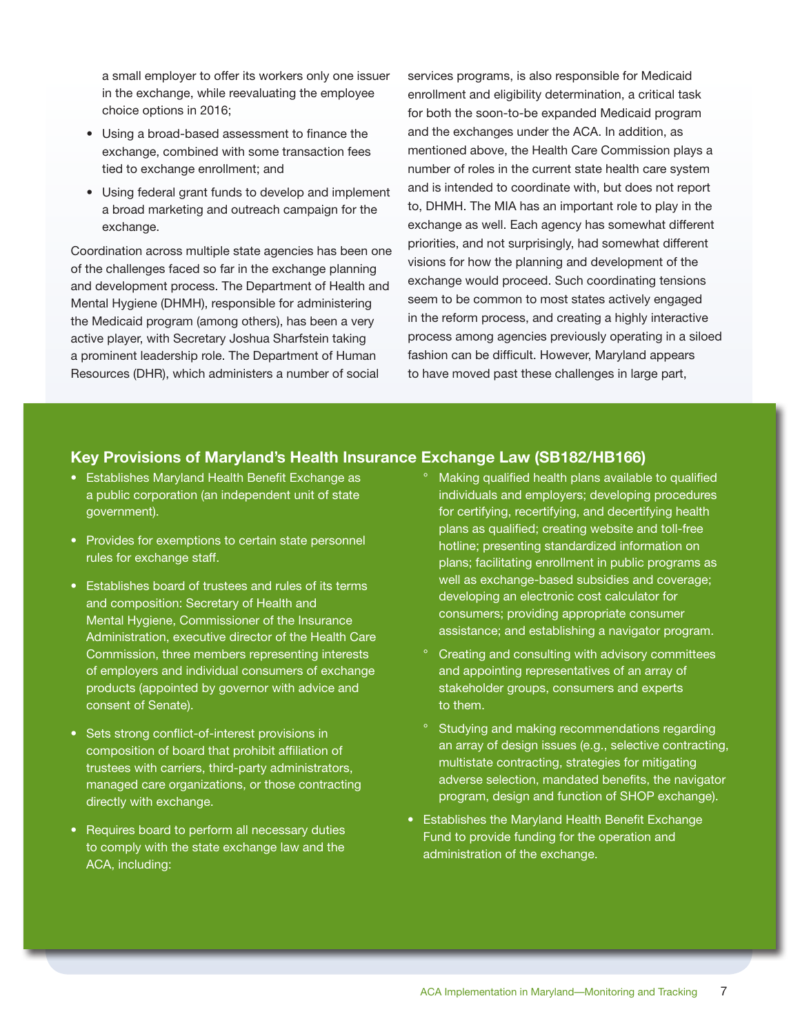a small employer to offer its workers only one issuer in the exchange, while reevaluating the employee choice options in 2016;

- Using a broad-based assessment to finance the exchange, combined with some transaction fees tied to exchange enrollment; and
- Using federal grant funds to develop and implement a broad marketing and outreach campaign for the exchange.

Coordination across multiple state agencies has been one of the challenges faced so far in the exchange planning and development process. The Department of Health and Mental Hygiene (DHMH), responsible for administering the Medicaid program (among others), has been a very active player, with Secretary Joshua Sharfstein taking a prominent leadership role. The Department of Human Resources (DHR), which administers a number of social services programs, is also responsible for Medicaid enrollment and eligibility determination, a critical task for both the soon-to-be expanded Medicaid program and the exchanges under the ACA. In addition, as mentioned above, the Health Care Commission plays a number of roles in the current state health care system and is intended to coordinate with, but does not report to, DHMH. The MIA has an important role to play in the exchange as well. Each agency has somewhat different priorities, and not surprisingly, had somewhat different visions for how the planning and development of the exchange would proceed. Such coordinating tensions seem to be common to most states actively engaged in the reform process, and creating a highly interactive process among agencies previously operating in a siloed fashion can be difficult. However, Maryland appears to have moved past these challenges in large part,

### Key Provisions of Maryland's Health Insurance Exchange Law (SB182/HB166)

- Establishes Maryland Health Benefit Exchange as a public corporation (an independent unit of state government).
- Provides for exemptions to certain state personnel rules for exchange staff.
- Establishes board of trustees and rules of its terms and composition: Secretary of Health and Mental Hygiene, Commissioner of the Insurance Administration, executive director of the Health Care Commission, three members representing interests of employers and individual consumers of exchange products (appointed by governor with advice and consent of Senate).
- Sets strong conflict-of-interest provisions in composition of board that prohibit affiliation of trustees with carriers, third-party administrators, managed care organizations, or those contracting directly with exchange.
- Requires board to perform all necessary duties to comply with the state exchange law and the ACA, including:
  - Making qualified health plans available to qualified individuals and employers; developing procedures for certifying, recertifying, and decertifying health plans as qualified; creating website and toll-free hotline; presenting standardized information on plans; facilitating enrollment in public programs as well as exchange-based subsidies and coverage; developing an electronic cost calculator for consumers; providing appropriate consumer assistance; and establishing a navigator program.
  - Creating and consulting with advisory committees and appointing representatives of an array of stakeholder groups, consumers and experts to them.
  - Studying and making recommendations regarding an array of design issues (e.g., selective contracting, multistate contracting, strategies for mitigating adverse selection, mandated benefits, the navigator program, design and function of SHOP exchange).
- Establishes the Maryland Health Benefit Exchange Fund to provide funding for the operation and administration of the exchange.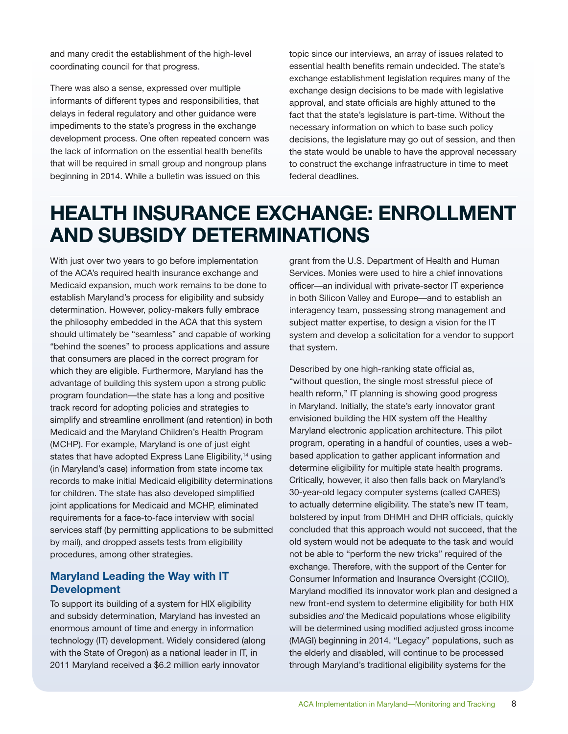and many credit the establishment of the high-level coordinating council for that progress.

There was also a sense, expressed over multiple informants of different types and responsibilities, that delays in federal regulatory and other guidance were impediments to the state's progress in the exchange development process. One often repeated concern was the lack of information on the essential health benefits that will be required in small group and nongroup plans beginning in 2014. While a bulletin was issued on this topic since our interviews, an array of issues related to essential health benefits remain undecided. The state's exchange establishment legislation requires many of the exchange design decisions to be made with legislative approval, and state officials are highly attuned to the fact that the state's legislature is part-time. Without the necessary information on which to base such policy decisions, the legislature may go out of session, and then the state would be unable to have the approval necessary to construct the exchange infrastructure in time to meet federal deadlines.

# HEALTH INSURANCE EXCHANGE: ENROLLMENT AND SUBSIDY DETERMINATIONS

With just over two years to go before implementation of the ACA's required health insurance exchange and Medicaid expansion, much work remains to be done to establish Maryland's process for eligibility and subsidy determination. However, policy-makers fully embrace the philosophy embedded in the ACA that this system should ultimately be "seamless" and capable of working "behind the scenes" to process applications and assure that consumers are placed in the correct program for which they are eligible. Furthermore, Maryland has the advantage of building this system upon a strong public program foundation—the state has a long and positive track record for adopting policies and strategies to simplify and streamline enrollment (and retention) in both Medicaid and the Maryland Children's Health Program (MCHP). For example, Maryland is one of just eight states that have adopted Express Lane Eligibility,[14] using (in Maryland's case) information from state income tax records to make initial Medicaid eligibility determinations for children. The state has also developed simplified joint applications for Medicaid and MCHP, eliminated requirements for a face-to-face interview with social services staff (by permitting applications to be submitted by mail), and dropped assets tests from eligibility procedures, among other strategies.

## Maryland Leading the Way with IT Development

To support its building of a system for HIX eligibility and subsidy determination, Maryland has invested an enormous amount of time and energy in information technology (IT) development. Widely considered (along with the State of Oregon) as a national leader in IT, in 2011 Maryland received a $6.2 million early innovator grant from the U.S. Department of Health and Human Services. Monies were used to hire a chief innovations officer—an individual with private-sector IT experience in both Silicon Valley and Europe—and to establish an interagency team, possessing strong management and subject matter expertise, to design a vision for the IT system and develop a solicitation for a vendor to support that system.

Described by one high-ranking state official as, "without question, the single most stressful piece of health reform," IT planning is showing good progress in Maryland. Initially, the state's early innovator grant envisioned building the HIX system off the Healthy Maryland electronic application architecture. This pilot program, operating in a handful of counties, uses a web-based application to gather applicant information and determine eligibility for multiple state health programs. Critically, however, it also then falls back on Maryland's 30-year-old legacy computer systems (called CARES) to actually determine eligibility. The state's new IT team, bolstered by input from DHMH and DHR officials, quickly concluded that this approach would not succeed, that the old system would not be adequate to the task and would not be able to "perform the new tricks" required of the exchange. Therefore, with the support of the Center for Consumer Information and Insurance Oversight (CCIIO), Maryland modified its innovator work plan and designed a new front-end system to determine eligibility for both HIX subsidies *and* the Medicaid populations whose eligibility will be determined using modified adjusted gross income (MAGI) beginning in 2014. "Legacy" populations, such as the elderly and disabled, will continue to be processed through Maryland's traditional eligibility systems for the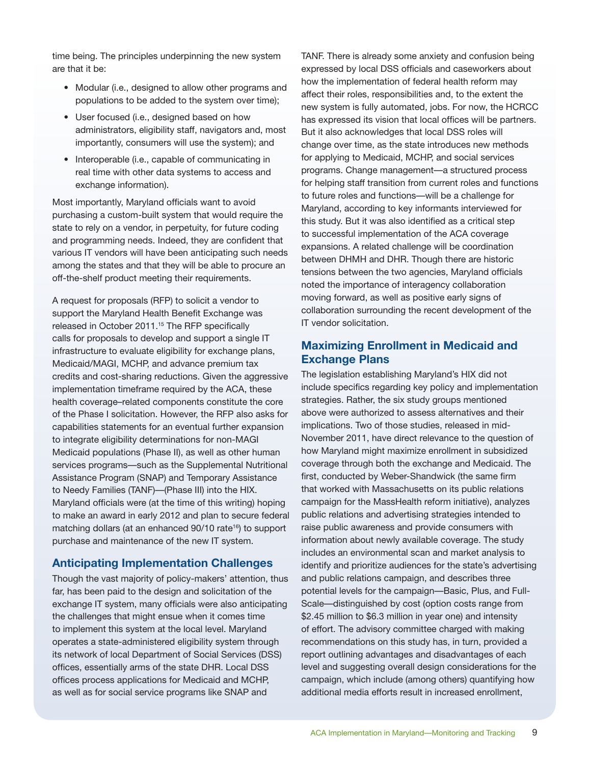time being. The principles underpinning the new system are that it be:

- Modular (i.e., designed to allow other programs and populations to be added to the system over time);
- User focused (i.e., designed based on how administrators, eligibility staff, navigators and, most importantly, consumers will use the system); and
- Interoperable (i.e., capable of communicating in real time with other data systems to access and exchange information).

Most importantly, Maryland officials want to avoid purchasing a custom-built system that would require the state to rely on a vendor, in perpetuity, for future coding and programming needs. Indeed, they are confident that various IT vendors will have been anticipating such needs among the states and that they will be able to procure an off-the-shelf product meeting their requirements.

A request for proposals (RFP) to solicit a vendor to support the Maryland Health Benefit Exchange was released in October 2011.[15] The RFP specifically calls for proposals to develop and support a single IT infrastructure to evaluate eligibility for exchange plans, Medicaid/MAGI, MCHP, and advance premium tax credits and cost-sharing reductions. Given the aggressive implementation timeframe required by the ACA, these health coverage–related components constitute the core of the Phase I solicitation. However, the RFP also asks for capabilities statements for an eventual further expansion to integrate eligibility determinations for non-MAGI Medicaid populations (Phase II), as well as other human services programs—such as the Supplemental Nutritional Assistance Program (SNAP) and Temporary Assistance to Needy Families (TANF)—(Phase III) into the HIX. Maryland officials were (at the time of this writing) hoping to make an award in early 2012 and plan to secure federal matching dollars (at an enhanced 90/10 rate[16]) to support purchase and maintenance of the new IT system.

## Anticipating Implementation Challenges

Though the vast majority of policy-makers' attention, thus far, has been paid to the design and solicitation of the exchange IT system, many officials were also anticipating the challenges that might ensue when it comes time to implement this system at the local level. Maryland operates a state-administered eligibility system through its network of local Department of Social Services (DSS) offices, essentially arms of the state DHR. Local DSS offices process applications for Medicaid and MCHP, as well as for social service programs like SNAP and TANF. There is already some anxiety and confusion being expressed by local DSS officials and caseworkers about how the implementation of federal health reform may affect their roles, responsibilities and, to the extent the new system is fully automated, jobs. For now, the HCRCC has expressed its vision that local offices will be partners. But it also acknowledges that local DSS roles will change over time, as the state introduces new methods for applying to Medicaid, MCHP, and social services programs. Change management—a structured process for helping staff transition from current roles and functions to future roles and functions—will be a challenge for Maryland, according to key informants interviewed for this study. But it was also identified as a critical step to successful implementation of the ACA coverage expansions. A related challenge will be coordination between DHMH and DHR. Though there are historic tensions between the two agencies, Maryland officials noted the importance of interagency collaboration moving forward, as well as positive early signs of collaboration surrounding the recent development of the IT vendor solicitation.

## Maximizing Enrollment in Medicaid and Exchange Plans

The legislation establishing Maryland's HIX did not include specifics regarding key policy and implementation strategies. Rather, the six study groups mentioned above were authorized to assess alternatives and their implications. Two of those studies, released in mid-November 2011, have direct relevance to the question of how Maryland might maximize enrollment in subsidized coverage through both the exchange and Medicaid. The first, conducted by Weber-Shandwick (the same firm that worked with Massachusetts on its public relations campaign for the MassHealth reform initiative), analyzes public relations and advertising strategies intended to raise public awareness and provide consumers with information about newly available coverage. The study includes an environmental scan and market analysis to identify and prioritize audiences for the state's advertising and public relations campaign, and describes three potential levels for the campaign—Basic, Plus, and Full-Scale—distinguished by cost (option costs range from $2.45 million to $6.3 million in year one) and intensity of effort. The advisory committee charged with making recommendations on this study has, in turn, provided a report outlining advantages and disadvantages of each level and suggesting overall design considerations for the campaign, which include (among others) quantifying how additional media efforts result in increased enrollment,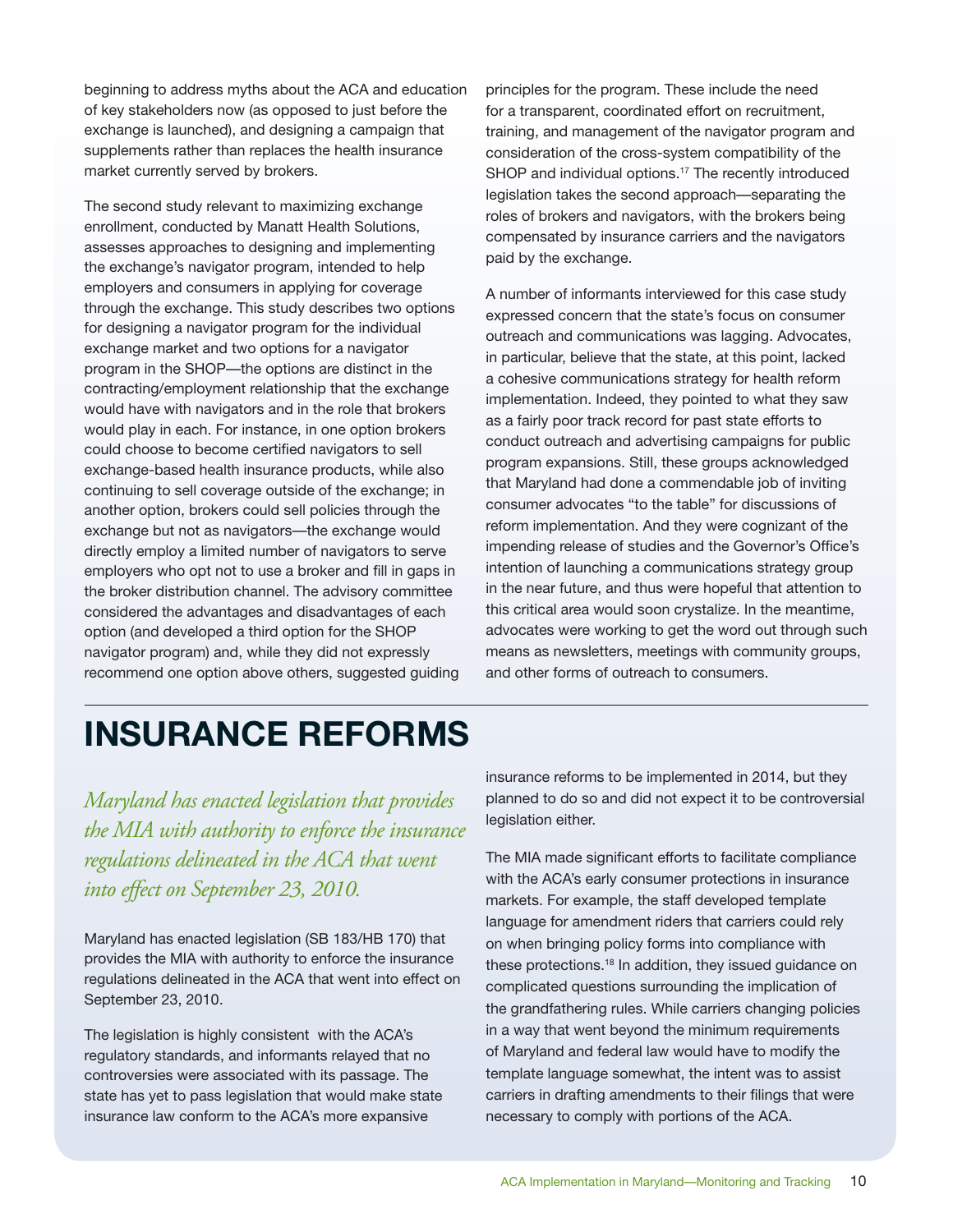beginning to address myths about the ACA and education of key stakeholders now (as opposed to just before the exchange is launched), and designing a campaign that supplements rather than replaces the health insurance market currently served by brokers.

The second study relevant to maximizing exchange enrollment, conducted by Manatt Health Solutions, assesses approaches to designing and implementing the exchange's navigator program, intended to help employers and consumers in applying for coverage through the exchange. This study describes two options for designing a navigator program for the individual exchange market and two options for a navigator program in the SHOP—the options are distinct in the contracting/employment relationship that the exchange would have with navigators and in the role that brokers would play in each. For instance, in one option brokers could choose to become certified navigators to sell exchange-based health insurance products, while also continuing to sell coverage outside of the exchange; in another option, brokers could sell policies through the exchange but not as navigators—the exchange would directly employ a limited number of navigators to serve employers who opt not to use a broker and fill in gaps in the broker distribution channel. The advisory committee considered the advantages and disadvantages of each option (and developed a third option for the SHOP navigator program) and, while they did not expressly recommend one option above others, suggested guiding principles for the program. These include the need for a transparent, coordinated effort on recruitment, training, and management of the navigator program and consideration of the cross-system compatibility of the SHOP and individual options.[17] The recently introduced legislation takes the second approach—separating the roles of brokers and navigators, with the brokers being compensated by insurance carriers and the navigators paid by the exchange.

A number of informants interviewed for this case study expressed concern that the state's focus on consumer outreach and communications was lagging. Advocates, in particular, believe that the state, at this point, lacked a cohesive communications strategy for health reform implementation. Indeed, they pointed to what they saw as a fairly poor track record for past state efforts to conduct outreach and advertising campaigns for public program expansions. Still, these groups acknowledged that Maryland had done a commendable job of inviting consumer advocates "to the table" for discussions of reform implementation. And they were cognizant of the impending release of studies and the Governor's Office's intention of launching a communications strategy group in the near future, and thus were hopeful that attention to this critical area would soon crystalize. In the meantime, advocates were working to get the word out through such means as newsletters, meetings with community groups, and other forms of outreach to consumers.

# INSURANCE REFORMS

*Maryland has enacted legislation that provides the MIA with authority to enforce the insurance regulations delineated in the ACA that went into effect on September 23, 2010.*

Maryland has enacted legislation (SB 183/HB 170) that provides the MIA with authority to enforce the insurance regulations delineated in the ACA that went into effect on September 23, 2010.

The legislation is highly consistent with the ACA's regulatory standards, and informants relayed that no controversies were associated with its passage. The state has yet to pass legislation that would make state insurance law conform to the ACA's more expansive insurance reforms to be implemented in 2014, but they planned to do so and did not expect it to be controversial legislation either.

The MIA made significant efforts to facilitate compliance with the ACA's early consumer protections in insurance markets. For example, the staff developed template language for amendment riders that carriers could rely on when bringing policy forms into compliance with these protections.[18] In addition, they issued guidance on complicated questions surrounding the implication of the grandfathering rules. While carriers changing policies in a way that went beyond the minimum requirements of Maryland and federal law would have to modify the template language somewhat, the intent was to assist carriers in drafting amendments to their filings that were necessary to comply with portions of the ACA.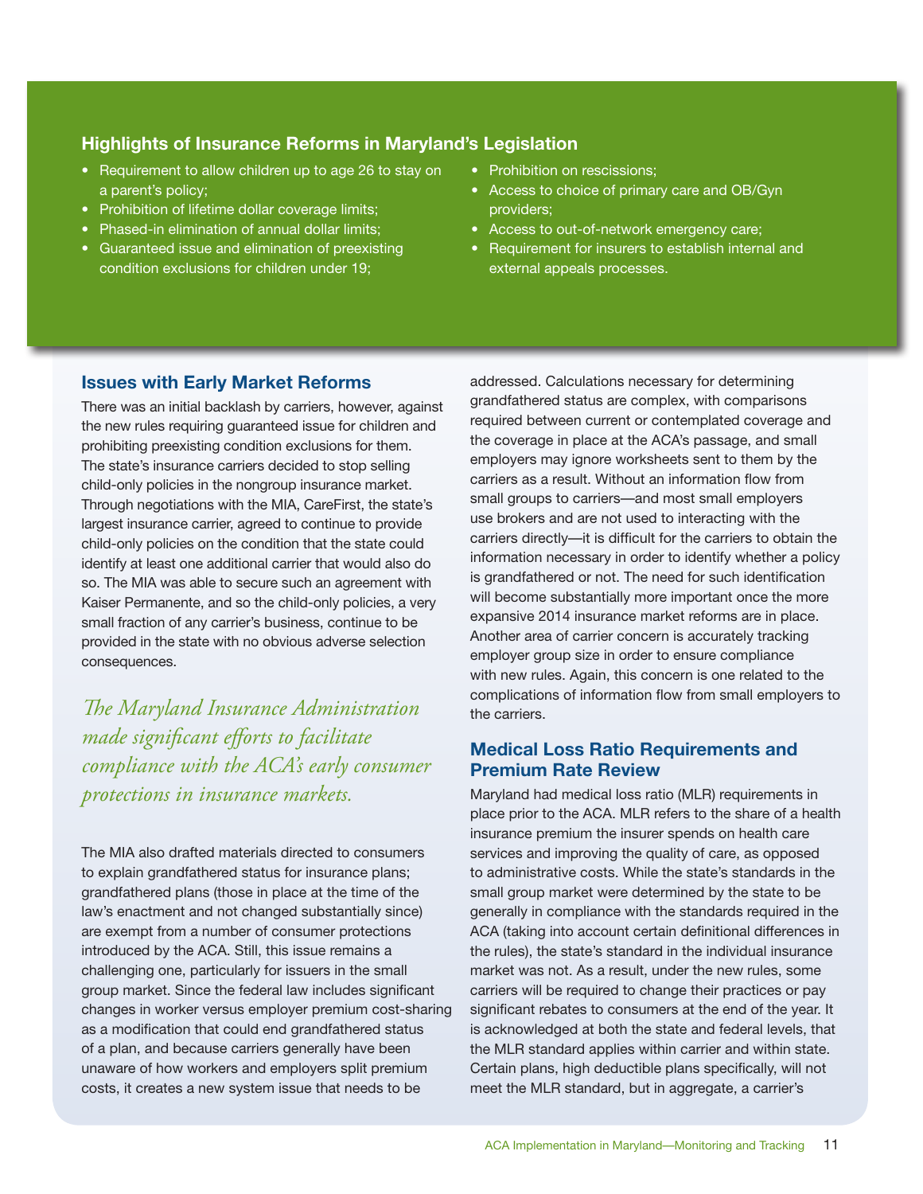### Highlights of Insurance Reforms in Maryland's Legislation

- Requirement to allow children up to age 26 to stay on a parent's policy;
- Prohibition of lifetime dollar coverage limits;
- Phased-in elimination of annual dollar limits;
- Guaranteed issue and elimination of preexisting condition exclusions for children under 19;
- Prohibition on rescissions;
- Access to choice of primary care and OB/Gyn providers;
- Access to out-of-network emergency care;
- Requirement for insurers to establish internal and external appeals processes.

## Issues with Early Market Reforms

There was an initial backlash by carriers, however, against the new rules requiring guaranteed issue for children and prohibiting preexisting condition exclusions for them. The state's insurance carriers decided to stop selling child-only policies in the nongroup insurance market. Through negotiations with the MIA, CareFirst, the state's largest insurance carrier, agreed to continue to provide child-only policies on the condition that the state could identify at least one additional carrier that would also do so. The MIA was able to secure such an agreement with Kaiser Permanente, and so the child-only policies, a very small fraction of any carrier's business, continue to be provided in the state with no obvious adverse selection consequences.

*The Maryland Insurance Administration made significant efforts to facilitate compliance with the ACA's early consumer protections in insurance markets.*

The MIA also drafted materials directed to consumers to explain grandfathered status for insurance plans; grandfathered plans (those in place at the time of the law's enactment and not changed substantially since) are exempt from a number of consumer protections introduced by the ACA. Still, this issue remains a challenging one, particularly for issuers in the small group market. Since the federal law includes significant changes in worker versus employer premium cost-sharing as a modification that could end grandfathered status of a plan, and because carriers generally have been unaware of how workers and employers split premium costs, it creates a new system issue that needs to be addressed. Calculations necessary for determining grandfathered status are complex, with comparisons required between current or contemplated coverage and the coverage in place at the ACA's passage, and small employers may ignore worksheets sent to them by the carriers as a result. Without an information flow from small groups to carriers—and most small employers use brokers and are not used to interacting with the carriers directly—it is difficult for the carriers to obtain the information necessary in order to identify whether a policy is grandfathered or not. The need for such identification will become substantially more important once the more expansive 2014 insurance market reforms are in place. Another area of carrier concern is accurately tracking employer group size in order to ensure compliance with new rules. Again, this concern is one related to the complications of information flow from small employers to the carriers.

## Medical Loss Ratio Requirements and Premium Rate Review

Maryland had medical loss ratio (MLR) requirements in place prior to the ACA. MLR refers to the share of a health insurance premium the insurer spends on health care services and improving the quality of care, as opposed to administrative costs. While the state's standards in the small group market were determined by the state to be generally in compliance with the standards required in the ACA (taking into account certain definitional differences in the rules), the state's standard in the individual insurance market was not. As a result, under the new rules, some carriers will be required to change their practices or pay significant rebates to consumers at the end of the year. It is acknowledged at both the state and federal levels, that the MLR standard applies within carrier and within state. Certain plans, high deductible plans specifically, will not meet the MLR standard, but in aggregate, a carrier's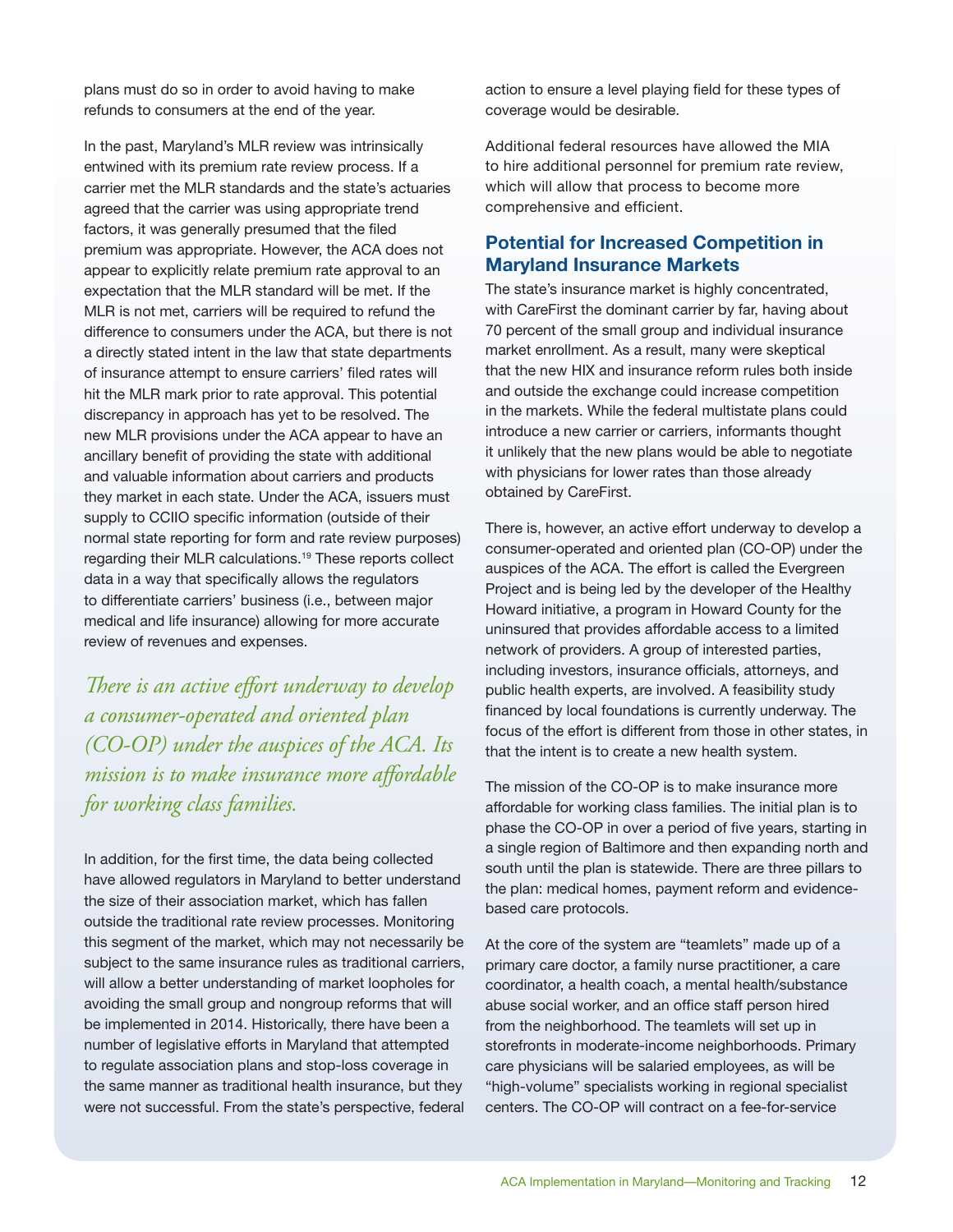plans must do so in order to avoid having to make refunds to consumers at the end of the year.

In the past, Maryland's MLR review was intrinsically entwined with its premium rate review process. If a carrier met the MLR standards and the state's actuaries agreed that the carrier was using appropriate trend factors, it was generally presumed that the filed premium was appropriate. However, the ACA does not appear to explicitly relate premium rate approval to an expectation that the MLR standard will be met. If the MLR is not met, carriers will be required to refund the difference to consumers under the ACA, but there is not a directly stated intent in the law that state departments of insurance attempt to ensure carriers' filed rates will hit the MLR mark prior to rate approval. This potential discrepancy in approach has yet to be resolved. The new MLR provisions under the ACA appear to have an ancillary benefit of providing the state with additional and valuable information about carriers and products they market in each state. Under the ACA, issuers must supply to CCIIO specific information (outside of their normal state reporting for form and rate review purposes) regarding their MLR calculations.[19] These reports collect data in a way that specifically allows the regulators to differentiate carriers' business (i.e., between major medical and life insurance) allowing for more accurate review of revenues and expenses.

*There is an active effort underway to develop a consumer-operated and oriented plan (CO-OP) under the auspices of the ACA. Its mission is to make insurance more affordable for working class families.*

In addition, for the first time, the data being collected have allowed regulators in Maryland to better understand the size of their association market, which has fallen outside the traditional rate review processes. Monitoring this segment of the market, which may not necessarily be subject to the same insurance rules as traditional carriers, will allow a better understanding of market loopholes for avoiding the small group and nongroup reforms that will be implemented in 2014. Historically, there have been a number of legislative efforts in Maryland that attempted to regulate association plans and stop-loss coverage in the same manner as traditional health insurance, but they were not successful. From the state's perspective, federal action to ensure a level playing field for these types of coverage would be desirable.

Additional federal resources have allowed the MIA to hire additional personnel for premium rate review, which will allow that process to become more comprehensive and efficient.

## Potential for Increased Competition in Maryland Insurance Markets

The state's insurance market is highly concentrated, with CareFirst the dominant carrier by far, having about 70 percent of the small group and individual insurance market enrollment. As a result, many were skeptical that the new HIX and insurance reform rules both inside and outside the exchange could increase competition in the markets. While the federal multistate plans could introduce a new carrier or carriers, informants thought it unlikely that the new plans would be able to negotiate with physicians for lower rates than those already obtained by CareFirst.

There is, however, an active effort underway to develop a consumer-operated and oriented plan (CO-OP) under the auspices of the ACA. The effort is called the Evergreen Project and is being led by the developer of the Healthy Howard initiative, a program in Howard County for the uninsured that provides affordable access to a limited network of providers. A group of interested parties, including investors, insurance officials, attorneys, and public health experts, are involved. A feasibility study financed by local foundations is currently underway. The focus of the effort is different from those in other states, in that the intent is to create a new health system.

The mission of the CO-OP is to make insurance more affordable for working class families. The initial plan is to phase the CO-OP in over a period of five years, starting in a single region of Baltimore and then expanding north and south until the plan is statewide. There are three pillars to the plan: medical homes, payment reform and evidence-based care protocols.

At the core of the system are "teamlets" made up of a primary care doctor, a family nurse practitioner, a care coordinator, a health coach, a mental health/substance abuse social worker, and an office staff person hired from the neighborhood. The teamlets will set up in storefronts in moderate-income neighborhoods. Primary care physicians will be salaried employees, as will be "high-volume" specialists working in regional specialist centers. The CO-OP will contract on a fee-for-service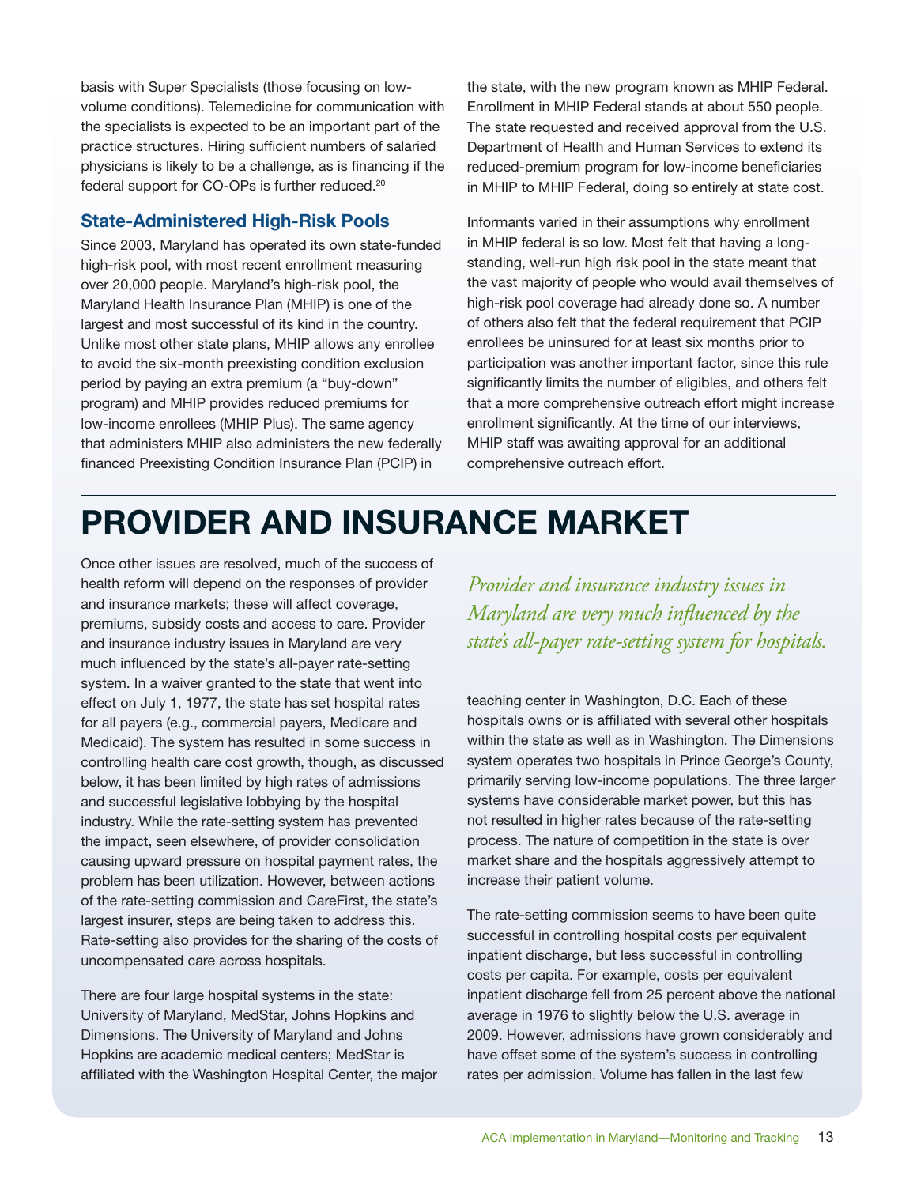basis with Super Specialists (those focusing on low-volume conditions). Telemedicine for communication with the specialists is expected to be an important part of the practice structures. Hiring sufficient numbers of salaried physicians is likely to be a challenge, as is financing if the federal support for CO-OPs is further reduced.[20]

### State-Administered High-Risk Pools

Since 2003, Maryland has operated its own state-funded high-risk pool, with most recent enrollment measuring over 20,000 people. Maryland's high-risk pool, the Maryland Health Insurance Plan (MHIP) is one of the largest and most successful of its kind in the country. Unlike most other state plans, MHIP allows any enrollee to avoid the six-month preexisting condition exclusion period by paying an extra premium (a "buy-down" program) and MHIP provides reduced premiums for low-income enrollees (MHIP Plus). The same agency that administers MHIP also administers the new federally financed Preexisting Condition Insurance Plan (PCIP) in the state, with the new program known as MHIP Federal. Enrollment in MHIP Federal stands at about 550 people. The state requested and received approval from the U.S. Department of Health and Human Services to extend its reduced-premium program for low-income beneficiaries in MHIP to MHIP Federal, doing so entirely at state cost.

Informants varied in their assumptions why enrollment in MHIP federal is so low. Most felt that having a long-standing, well-run high risk pool in the state meant that the vast majority of people who would avail themselves of high-risk pool coverage had already done so. A number of others also felt that the federal requirement that PCIP enrollees be uninsured for at least six months prior to participation was another important factor, since this rule significantly limits the number of eligibles, and others felt that a more comprehensive outreach effort might increase enrollment significantly. At the time of our interviews, MHIP staff was awaiting approval for an additional comprehensive outreach effort.

# PROVIDER AND INSURANCE MARKET

Once other issues are resolved, much of the success of health reform will depend on the responses of provider and insurance markets; these will affect coverage, premiums, subsidy costs and access to care. Provider and insurance industry issues in Maryland are very much influenced by the state's all-payer rate-setting system. In a waiver granted to the state that went into effect on July 1, 1977, the state has set hospital rates for all payers (e.g., commercial payers, Medicare and Medicaid). The system has resulted in some success in controlling health care cost growth, though, as discussed below, it has been limited by high rates of admissions and successful legislative lobbying by the hospital industry. While the rate-setting system has prevented the impact, seen elsewhere, of provider consolidation causing upward pressure on hospital payment rates, the problem has been utilization. However, between actions of the rate-setting commission and CareFirst, the state's largest insurer, steps are being taken to address this. Rate-setting also provides for the sharing of the costs of uncompensated care across hospitals.

*Provider and insurance industry issues in Maryland are very much influenced by the state's all-payer rate-setting system for hospitals.*

There are four large hospital systems in the state: University of Maryland, MedStar, Johns Hopkins and Dimensions. The University of Maryland and Johns Hopkins are academic medical centers; MedStar is affiliated with the Washington Hospital Center, the major teaching center in Washington, D.C. Each of these hospitals owns or is affiliated with several other hospitals within the state as well as in Washington. The Dimensions system operates two hospitals in Prince George's County, primarily serving low-income populations. The three larger systems have considerable market power, but this has not resulted in higher rates because of the rate-setting process. The nature of competition in the state is over market share and the hospitals aggressively attempt to increase their patient volume.

The rate-setting commission seems to have been quite successful in controlling hospital costs per equivalent inpatient discharge, but less successful in controlling costs per capita. For example, costs per equivalent inpatient discharge fell from 25 percent above the national average in 1976 to slightly below the U.S. average in 2009. However, admissions have grown considerably and have offset some of the system's success in controlling rates per admission. Volume has fallen in the last few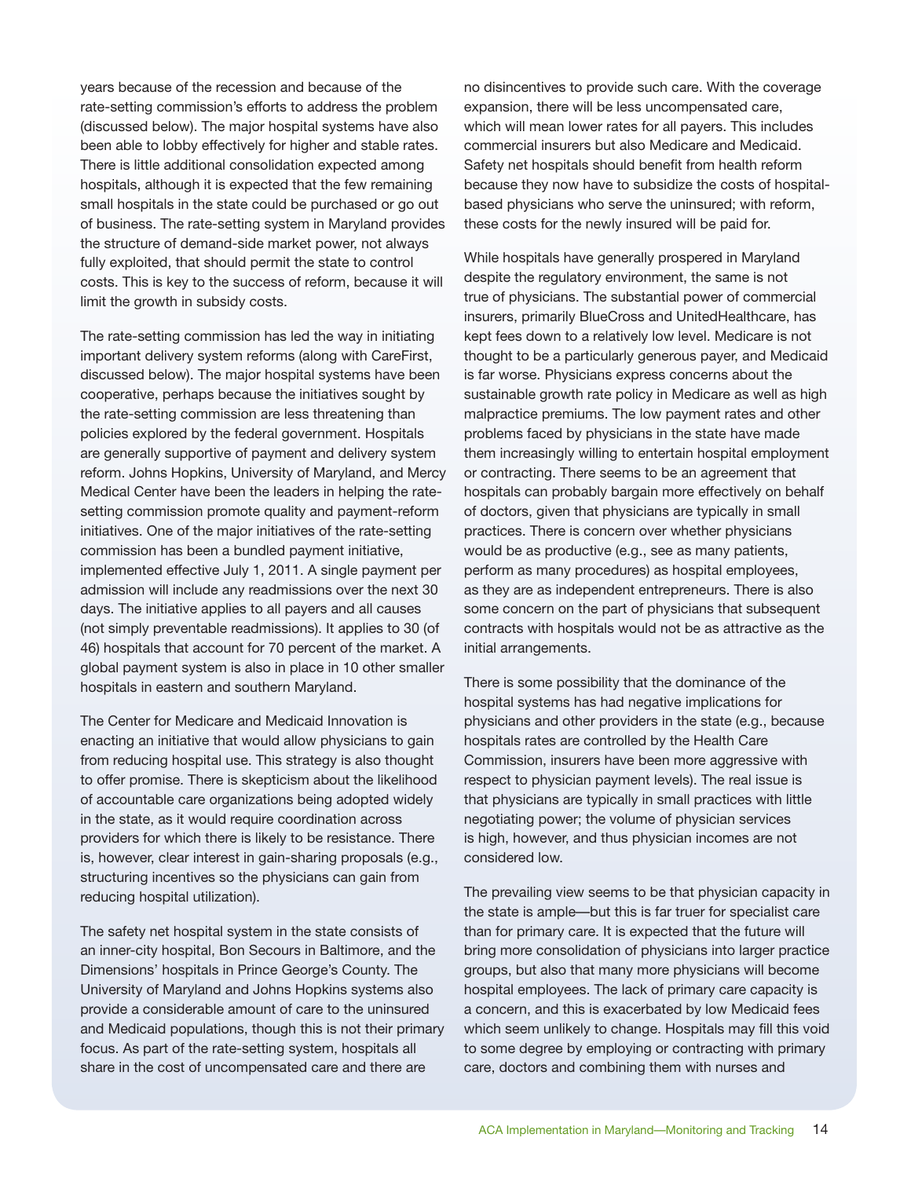years because of the recession and because of the rate-setting commission's efforts to address the problem (discussed below). The major hospital systems have also been able to lobby effectively for higher and stable rates. There is little additional consolidation expected among hospitals, although it is expected that the few remaining small hospitals in the state could be purchased or go out of business. The rate-setting system in Maryland provides the structure of demand-side market power, not always fully exploited, that should permit the state to control costs. This is key to the success of reform, because it will limit the growth in subsidy costs.

The rate-setting commission has led the way in initiating important delivery system reforms (along with CareFirst, discussed below). The major hospital systems have been cooperative, perhaps because the initiatives sought by the rate-setting commission are less threatening than policies explored by the federal government. Hospitals are generally supportive of payment and delivery system reform. Johns Hopkins, University of Maryland, and Mercy Medical Center have been the leaders in helping the rate-setting commission promote quality and payment-reform initiatives. One of the major initiatives of the rate-setting commission has been a bundled payment initiative, implemented effective July 1, 2011. A single payment per admission will include any readmissions over the next 30 days. The initiative applies to all payers and all causes (not simply preventable readmissions). It applies to 30 (of 46) hospitals that account for 70 percent of the market. A global payment system is also in place in 10 other smaller hospitals in eastern and southern Maryland.

The Center for Medicare and Medicaid Innovation is enacting an initiative that would allow physicians to gain from reducing hospital use. This strategy is also thought to offer promise. There is skepticism about the likelihood of accountable care organizations being adopted widely in the state, as it would require coordination across providers for which there is likely to be resistance. There is, however, clear interest in gain-sharing proposals (e.g., structuring incentives so the physicians can gain from reducing hospital utilization).

The safety net hospital system in the state consists of an inner-city hospital, Bon Secours in Baltimore, and the Dimensions' hospitals in Prince George's County. The University of Maryland and Johns Hopkins systems also provide a considerable amount of care to the uninsured and Medicaid populations, though this is not their primary focus. As part of the rate-setting system, hospitals all share in the cost of uncompensated care and there are no disincentives to provide such care. With the coverage expansion, there will be less uncompensated care, which will mean lower rates for all payers. This includes commercial insurers but also Medicare and Medicaid. Safety net hospitals should benefit from health reform because they now have to subsidize the costs of hospital-based physicians who serve the uninsured; with reform, these costs for the newly insured will be paid for.

While hospitals have generally prospered in Maryland despite the regulatory environment, the same is not true of physicians. The substantial power of commercial insurers, primarily BlueCross and UnitedHealthcare, has kept fees down to a relatively low level. Medicare is not thought to be a particularly generous payer, and Medicaid is far worse. Physicians express concerns about the sustainable growth rate policy in Medicare as well as high malpractice premiums. The low payment rates and other problems faced by physicians in the state have made them increasingly willing to entertain hospital employment or contracting. There seems to be an agreement that hospitals can probably bargain more effectively on behalf of doctors, given that physicians are typically in small practices. There is concern over whether physicians would be as productive (e.g., see as many patients, perform as many procedures) as hospital employees, as they are as independent entrepreneurs. There is also some concern on the part of physicians that subsequent contracts with hospitals would not be as attractive as the initial arrangements.

There is some possibility that the dominance of the hospital systems has had negative implications for physicians and other providers in the state (e.g., because hospitals rates are controlled by the Health Care Commission, insurers have been more aggressive with respect to physician payment levels). The real issue is that physicians are typically in small practices with little negotiating power; the volume of physician services is high, however, and thus physician incomes are not considered low.

The prevailing view seems to be that physician capacity in the state is ample—but this is far truer for specialist care than for primary care. It is expected that the future will bring more consolidation of physicians into larger practice groups, but also that many more physicians will become hospital employees. The lack of primary care capacity is a concern, and this is exacerbated by low Medicaid fees which seem unlikely to change. Hospitals may fill this void to some degree by employing or contracting with primary care, doctors and combining them with nurses and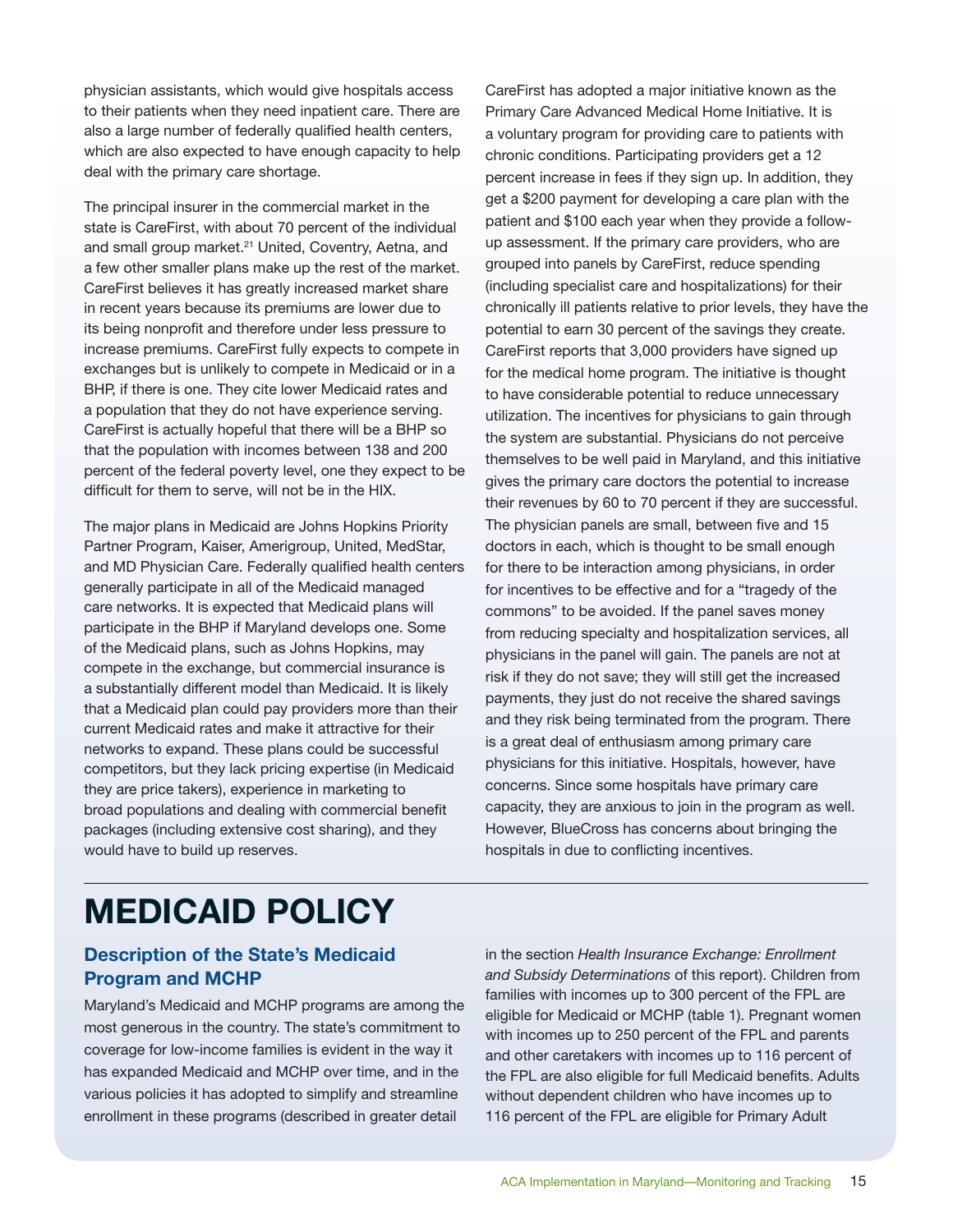physician assistants, which would give hospitals access to their patients when they need inpatient care. There are also a large number of federally qualified health centers, which are also expected to have enough capacity to help deal with the primary care shortage.

The principal insurer in the commercial market in the state is CareFirst, with about 70 percent of the individual and small group market.[21] United, Coventry, Aetna, and a few other smaller plans make up the rest of the market. CareFirst believes it has greatly increased market share in recent years because its premiums are lower due to its being nonprofit and therefore under less pressure to increase premiums. CareFirst fully expects to compete in exchanges but is unlikely to compete in Medicaid or in a BHP, if there is one. They cite lower Medicaid rates and a population that they do not have experience serving. CareFirst is actually hopeful that there will be a BHP so that the population with incomes between 138 and 200 percent of the federal poverty level, one they expect to be difficult for them to serve, will not be in the HIX.

The major plans in Medicaid are Johns Hopkins Priority Partner Program, Kaiser, Amerigroup, United, MedStar, and MD Physician Care. Federally qualified health centers generally participate in all of the Medicaid managed care networks. It is expected that Medicaid plans will participate in the BHP if Maryland develops one. Some of the Medicaid plans, such as Johns Hopkins, may compete in the exchange, but commercial insurance is a substantially different model than Medicaid. It is likely that a Medicaid plan could pay providers more than their current Medicaid rates and make it attractive for their networks to expand. These plans could be successful competitors, but they lack pricing expertise (in Medicaid they are price takers), experience in marketing to broad populations and dealing with commercial benefit packages (including extensive cost sharing), and they would have to build up reserves.

CareFirst has adopted a major initiative known as the Primary Care Advanced Medical Home Initiative. It is a voluntary program for providing care to patients with chronic conditions. Participating providers get a 12 percent increase in fees if they sign up. In addition, they get a $200 payment for developing a care plan with the patient and $100 each year when they provide a follow-up assessment. If the primary care providers, who are grouped into panels by CareFirst, reduce spending (including specialist care and hospitalizations) for their chronically ill patients relative to prior levels, they have the potential to earn 30 percent of the savings they create. CareFirst reports that 3,000 providers have signed up for the medical home program. The initiative is thought to have considerable potential to reduce unnecessary utilization. The incentives for physicians to gain through the system are substantial. Physicians do not perceive themselves to be well paid in Maryland, and this initiative gives the primary care doctors the potential to increase their revenues by 60 to 70 percent if they are successful. The physician panels are small, between five and 15 doctors in each, which is thought to be small enough for there to be interaction among physicians, in order for incentives to be effective and for a "tragedy of the commons" to be avoided. If the panel saves money from reducing specialty and hospitalization services, all physicians in the panel will gain. The panels are not at risk if they do not save; they will still get the increased payments, they just do not receive the shared savings and they risk being terminated from the program. There is a great deal of enthusiasm among primary care physicians for this initiative. Hospitals, however, have concerns. Since some hospitals have primary care capacity, they are anxious to join in the program as well. However, BlueCross has concerns about bringing the hospitals in due to conflicting incentives.

# MEDICAID POLICY

## Description of the State's Medicaid Program and MCHP

Maryland's Medicaid and MCHP programs are among the most generous in the country. The state's commitment to coverage for low-income families is evident in the way it has expanded Medicaid and MCHP over time, and in the various policies it has adopted to simplify and streamline enrollment in these programs (described in greater detail in the section *Health Insurance Exchange: Enrollment and Subsidy Determinations* of this report). Children from families with incomes up to 300 percent of the FPL are eligible for Medicaid or MCHP (table 1). Pregnant women with incomes up to 250 percent of the FPL and parents and other caretakers with incomes up to 116 percent of the FPL are also eligible for full Medicaid benefits. Adults without dependent children who have incomes up to 116 percent of the FPL are eligible for Primary Adult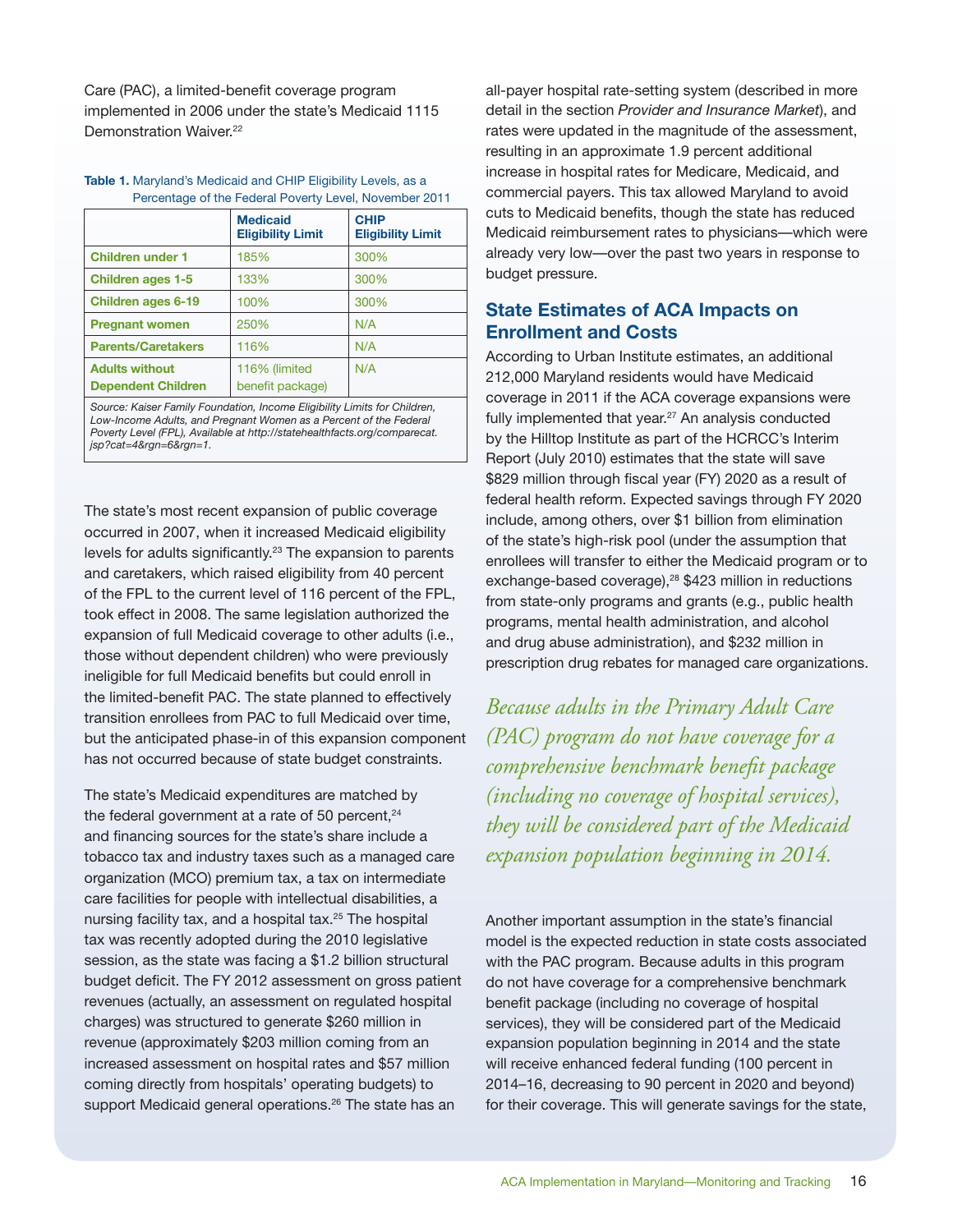Care (PAC), a limited-benefit coverage program implemented in 2006 under the state's Medicaid 1115 Demonstration Waiver.[22]

**Table 1.** Maryland's Medicaid and CHIP Eligibility Levels, as a Percentage of the Federal Poverty Level, November 2011

| | Medicaid Eligibility Limit | CHIP Eligibility Limit |
|---|---|---|
| Children under 1 | 185% | 300% |
| Children ages 1-5 | 133% | 300% |
| Children ages 6-19 | 100% | 300% |
| Pregnant women | 250% | N/A |
| Parents/Caretakers | 116% | N/A |
| Adults without Dependent Children | 116% (limited benefit package) | N/A |

*Source: Kaiser Family Foundation, Income Eligibility Limits for Children, Low-Income Adults, and Pregnant Women as a Percent of the Federal Poverty Level (FPL), Available at http://statehealthfacts.org/comparecat.jsp?cat=4&rgn=6&rgn=1.*

The state's most recent expansion of public coverage occurred in 2007, when it increased Medicaid eligibility levels for adults significantly.[23] The expansion to parents and caretakers, which raised eligibility from 40 percent of the FPL to the current level of 116 percent of the FPL, took effect in 2008. The same legislation authorized the expansion of full Medicaid coverage to other adults (i.e., those without dependent children) who were previously ineligible for full Medicaid benefits but could enroll in the limited-benefit PAC. The state planned to effectively transition enrollees from PAC to full Medicaid over time, but the anticipated phase-in of this expansion component has not occurred because of state budget constraints.

The state's Medicaid expenditures are matched by the federal government at a rate of 50 percent,[24] and financing sources for the state's share include a tobacco tax and industry taxes such as a managed care organization (MCO) premium tax, a tax on intermediate care facilities for people with intellectual disabilities, a nursing facility tax, and a hospital tax.[25] The hospital tax was recently adopted during the 2010 legislative session, as the state was facing a $1.2 billion structural budget deficit. The FY 2012 assessment on gross patient revenues (actually, an assessment on regulated hospital charges) was structured to generate $260 million in revenue (approximately $203 million coming from an increased assessment on hospital rates and $57 million coming directly from hospitals' operating budgets) to support Medicaid general operations.[26] The state has an all-payer hospital rate-setting system (described in more detail in the section *Provider and Insurance Market*), and rates were updated in the magnitude of the assessment, resulting in an approximate 1.9 percent additional increase in hospital rates for Medicare, Medicaid, and commercial payers. This tax allowed Maryland to avoid cuts to Medicaid benefits, though the state has reduced Medicaid reimbursement rates to physicians—which were already very low—over the past two years in response to budget pressure.

## State Estimates of ACA Impacts on Enrollment and Costs

According to Urban Institute estimates, an additional 212,000 Maryland residents would have Medicaid coverage in 2011 if the ACA coverage expansions were fully implemented that year.[27] An analysis conducted by the Hilltop Institute as part of the HCRCC's Interim Report (July 2010) estimates that the state will save $829 million through fiscal year (FY) 2020 as a result of federal health reform. Expected savings through FY 2020 include, among others, over $1 billion from elimination of the state's high-risk pool (under the assumption that enrollees will transfer to either the Medicaid program or to exchange-based coverage),[28] $423 million in reductions from state-only programs and grants (e.g., public health programs, mental health administration, and alcohol and drug abuse administration), and $232 million in prescription drug rebates for managed care organizations.

*Because adults in the Primary Adult Care (PAC) program do not have coverage for a comprehensive benchmark benefit package (including no coverage of hospital services), they will be considered part of the Medicaid expansion population beginning in 2014.*

Another important assumption in the state's financial model is the expected reduction in state costs associated with the PAC program. Because adults in this program do not have coverage for a comprehensive benchmark benefit package (including no coverage of hospital services), they will be considered part of the Medicaid expansion population beginning in 2014 and the state will receive enhanced federal funding (100 percent in 2014–16, decreasing to 90 percent in 2020 and beyond) for their coverage. This will generate savings for the state,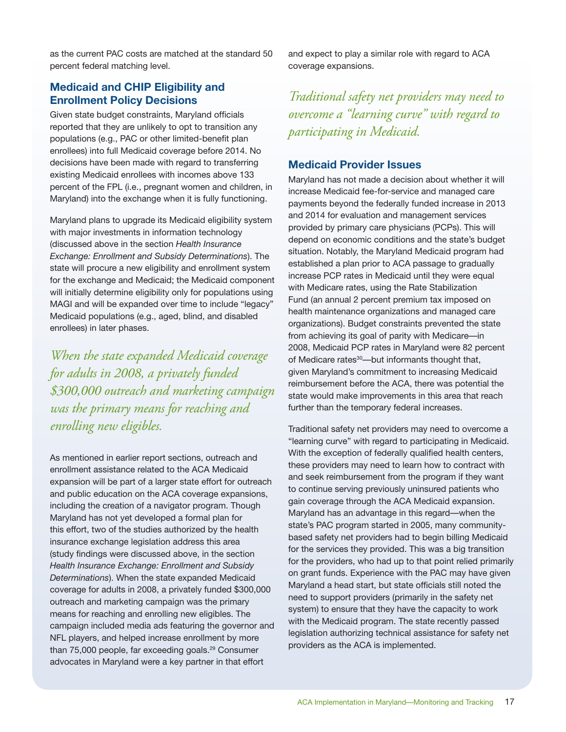as the current PAC costs are matched at the standard 50 percent federal matching level.

## Medicaid and CHIP Eligibility and Enrollment Policy Decisions

Given state budget constraints, Maryland officials reported that they are unlikely to opt to transition any populations (e.g., PAC or other limited-benefit plan enrollees) into full Medicaid coverage before 2014. No decisions have been made with regard to transferring existing Medicaid enrollees with incomes above 133 percent of the FPL (i.e., pregnant women and children, in Maryland) into the exchange when it is fully functioning.

Maryland plans to upgrade its Medicaid eligibility system with major investments in information technology (discussed above in the section *Health Insurance Exchange: Enrollment and Subsidy Determinations*). The state will procure a new eligibility and enrollment system for the exchange and Medicaid; the Medicaid component will initially determine eligibility only for populations using MAGI and will be expanded over time to include "legacy" Medicaid populations (e.g., aged, blind, and disabled enrollees) in later phases.

*When the state expanded Medicaid coverage for adults in 2008, a privately funded $300,000 outreach and marketing campaign was the primary means for reaching and enrolling new eligibles.*

As mentioned in earlier report sections, outreach and enrollment assistance related to the ACA Medicaid expansion will be part of a larger state effort for outreach and public education on the ACA coverage expansions, including the creation of a navigator program. Though Maryland has not yet developed a formal plan for this effort, two of the studies authorized by the health insurance exchange legislation address this area (study findings were discussed above, in the section *Health Insurance Exchange: Enrollment and Subsidy Determinations*). When the state expanded Medicaid coverage for adults in 2008, a privately funded $300,000 outreach and marketing campaign was the primary means for reaching and enrolling new eligibles. The campaign included media ads featuring the governor and NFL players, and helped increase enrollment by more than 75,000 people, far exceeding goals.[29] Consumer advocates in Maryland were a key partner in that effort and expect to play a similar role with regard to ACA coverage expansions.

*Traditional safety net providers may need to overcome a "learning curve" with regard to participating in Medicaid.*

## Medicaid Provider Issues

Maryland has not made a decision about whether it will increase Medicaid fee-for-service and managed care payments beyond the federally funded increase in 2013 and 2014 for evaluation and management services provided by primary care physicians (PCPs). This will depend on economic conditions and the state's budget situation. Notably, the Maryland Medicaid program had established a plan prior to ACA passage to gradually increase PCP rates in Medicaid until they were equal with Medicare rates, using the Rate Stabilization Fund (an annual 2 percent premium tax imposed on health maintenance organizations and managed care organizations). Budget constraints prevented the state from achieving its goal of parity with Medicare—in 2008, Medicaid PCP rates in Maryland were 82 percent of Medicare rates[30]—but informants thought that, given Maryland's commitment to increasing Medicaid reimbursement before the ACA, there was potential the state would make improvements in this area that reach further than the temporary federal increases.

Traditional safety net providers may need to overcome a "learning curve" with regard to participating in Medicaid. With the exception of federally qualified health centers, these providers may need to learn how to contract with and seek reimbursement from the program if they want to continue serving previously uninsured patients who gain coverage through the ACA Medicaid expansion. Maryland has an advantage in this regard—when the state's PAC program started in 2005, many community-based safety net providers had to begin billing Medicaid for the services they provided. This was a big transition for the providers, who had up to that point relied primarily on grant funds. Experience with the PAC may have given Maryland a head start, but state officials still noted the need to support providers (primarily in the safety net system) to ensure that they have the capacity to work with the Medicaid program. The state recently passed legislation authorizing technical assistance for safety net providers as the ACA is implemented.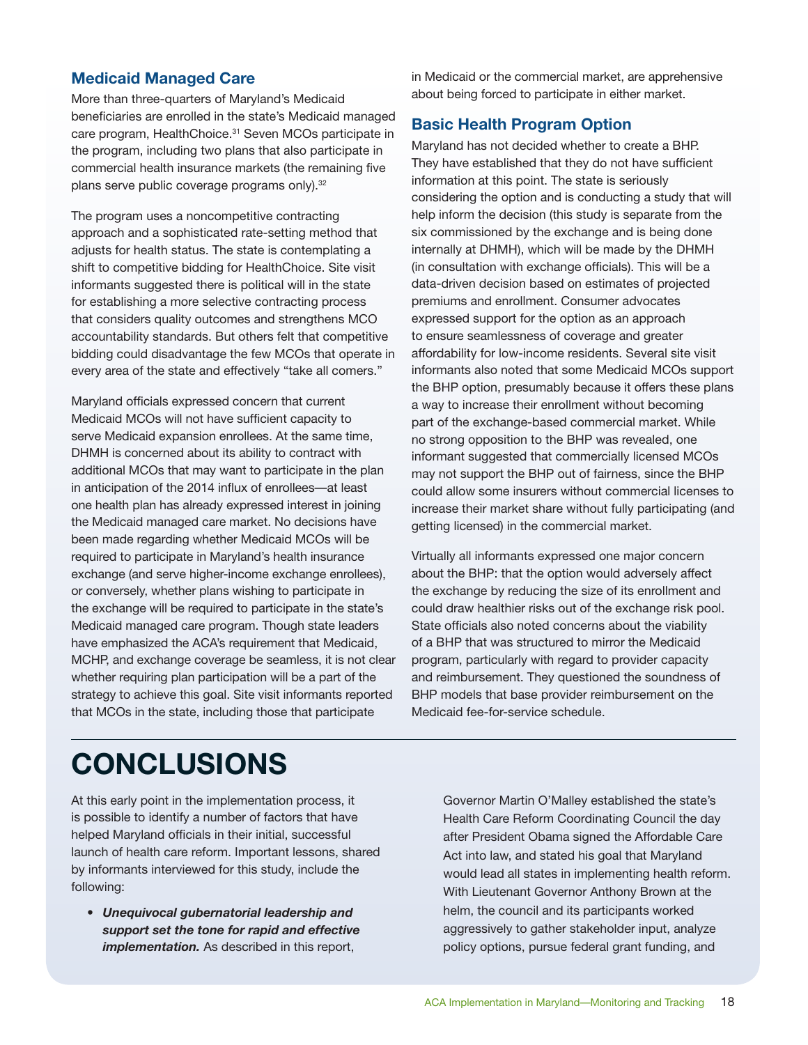## Medicaid Managed Care

More than three-quarters of Maryland's Medicaid beneficiaries are enrolled in the state's Medicaid managed care program, HealthChoice.[31] Seven MCOs participate in the program, including two plans that also participate in commercial health insurance markets (the remaining five plans serve public coverage programs only).[32]

The program uses a noncompetitive contracting approach and a sophisticated rate-setting method that adjusts for health status. The state is contemplating a shift to competitive bidding for HealthChoice. Site visit informants suggested there is political will in the state for establishing a more selective contracting process that considers quality outcomes and strengthens MCO accountability standards. But others felt that competitive bidding could disadvantage the few MCOs that operate in every area of the state and effectively "take all comers."

Maryland officials expressed concern that current Medicaid MCOs will not have sufficient capacity to serve Medicaid expansion enrollees. At the same time, DHMH is concerned about its ability to contract with additional MCOs that may want to participate in the plan in anticipation of the 2014 influx of enrollees—at least one health plan has already expressed interest in joining the Medicaid managed care market. No decisions have been made regarding whether Medicaid MCOs will be required to participate in Maryland's health insurance exchange (and serve higher-income exchange enrollees), or conversely, whether plans wishing to participate in the exchange will be required to participate in the state's Medicaid managed care program. Though state leaders have emphasized the ACA's requirement that Medicaid, MCHP, and exchange coverage be seamless, it is not clear whether requiring plan participation will be a part of the strategy to achieve this goal. Site visit informants reported that MCOs in the state, including those that participate in Medicaid or the commercial market, are apprehensive about being forced to participate in either market.

## Basic Health Program Option

Maryland has not decided whether to create a BHP. They have established that they do not have sufficient information at this point. The state is seriously considering the option and is conducting a study that will help inform the decision (this study is separate from the six commissioned by the exchange and is being done internally at DHMH), which will be made by the DHMH (in consultation with exchange officials). This will be a data-driven decision based on estimates of projected premiums and enrollment. Consumer advocates expressed support for the option as an approach to ensure seamlessness of coverage and greater affordability for low-income residents. Several site visit informants also noted that some Medicaid MCOs support the BHP option, presumably because it offers these plans a way to increase their enrollment without becoming part of the exchange-based commercial market. While no strong opposition to the BHP was revealed, one informant suggested that commercially licensed MCOs may not support the BHP out of fairness, since the BHP could allow some insurers without commercial licenses to increase their market share without fully participating (and getting licensed) in the commercial market.

Virtually all informants expressed one major concern about the BHP: that the option would adversely affect the exchange by reducing the size of its enrollment and could draw healthier risks out of the exchange risk pool. State officials also noted concerns about the viability of a BHP that was structured to mirror the Medicaid program, particularly with regard to provider capacity and reimbursement. They questioned the soundness of BHP models that base provider reimbursement on the Medicaid fee-for-service schedule.

# CONCLUSIONS

At this early point in the implementation process, it is possible to identify a number of factors that have helped Maryland officials in their initial, successful launch of health care reform. Important lessons, shared by informants interviewed for this study, include the following:

- ***Unequivocal gubernatorial leadership and support set the tone for rapid and effective implementation.*** As described in this report, Governor Martin O'Malley established the state's Health Care Reform Coordinating Council the day after President Obama signed the Affordable Care Act into law, and stated his goal that Maryland would lead all states in implementing health reform. With Lieutenant Governor Anthony Brown at the helm, the council and its participants worked aggressively to gather stakeholder input, analyze policy options, pursue federal grant funding, and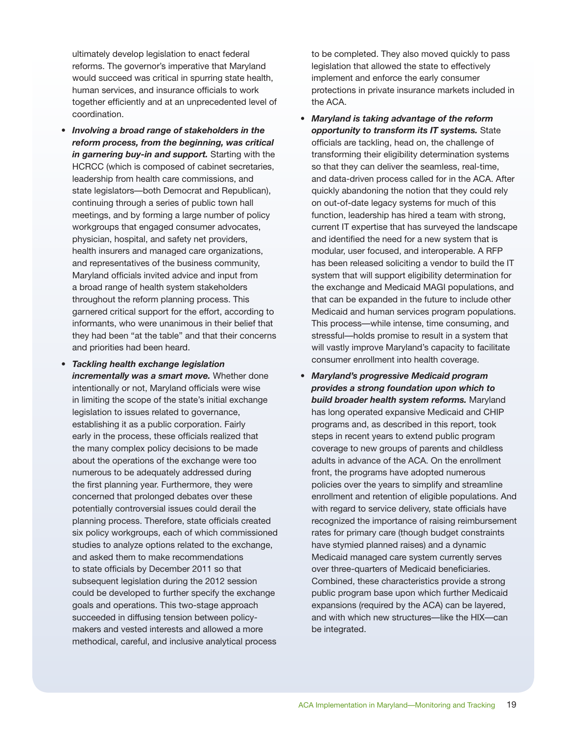ultimately develop legislation to enact federal reforms. The governor's imperative that Maryland would succeed was critical in spurring state health, human services, and insurance officials to work together efficiently and at an unprecedented level of coordination.

- ***Involving a broad range of stakeholders in the reform process, from the beginning, was critical in garnering buy-in and support.*** Starting with the HCRCC (which is composed of cabinet secretaries, leadership from health care commissions, and state legislators—both Democrat and Republican), continuing through a series of public town hall meetings, and by forming a large number of policy workgroups that engaged consumer advocates, physician, hospital, and safety net providers, health insurers and managed care organizations, and representatives of the business community, Maryland officials invited advice and input from a broad range of health system stakeholders throughout the reform planning process. This garnered critical support for the effort, according to informants, who were unanimous in their belief that they had been "at the table" and that their concerns and priorities had been heard.
- ***Tackling health exchange legislation incrementally was a smart move.*** Whether done intentionally or not, Maryland officials were wise in limiting the scope of the state's initial exchange legislation to issues related to governance, establishing it as a public corporation. Fairly early in the process, these officials realized that the many complex policy decisions to be made about the operations of the exchange were too numerous to be adequately addressed during the first planning year. Furthermore, they were concerned that prolonged debates over these potentially controversial issues could derail the planning process. Therefore, state officials created six policy workgroups, each of which commissioned studies to analyze options related to the exchange, and asked them to make recommendations to state officials by December 2011 so that subsequent legislation during the 2012 session could be developed to further specify the exchange goals and operations. This two-stage approach succeeded in diffusing tension between policy-makers and vested interests and allowed a more methodical, careful, and inclusive analytical process to be completed. They also moved quickly to pass legislation that allowed the state to effectively implement and enforce the early consumer protections in private insurance markets included in the ACA.
- ***Maryland is taking advantage of the reform opportunity to transform its IT systems.*** State officials are tackling, head on, the challenge of transforming their eligibility determination systems so that they can deliver the seamless, real-time, and data-driven process called for in the ACA. After quickly abandoning the notion that they could rely on out-of-date legacy systems for much of this function, leadership has hired a team with strong, current IT expertise that has surveyed the landscape and identified the need for a new system that is modular, user focused, and interoperable. A RFP has been released soliciting a vendor to build the IT system that will support eligibility determination for the exchange and Medicaid MAGI populations, and that can be expanded in the future to include other Medicaid and human services program populations. This process—while intense, time consuming, and stressful—holds promise to result in a system that will vastly improve Maryland's capacity to facilitate consumer enrollment into health coverage.
- ***Maryland's progressive Medicaid program provides a strong foundation upon which to build broader health system reforms.*** Maryland has long operated expansive Medicaid and CHIP programs and, as described in this report, took steps in recent years to extend public program coverage to new groups of parents and childless adults in advance of the ACA. On the enrollment front, the programs have adopted numerous policies over the years to simplify and streamline enrollment and retention of eligible populations. And with regard to service delivery, state officials have recognized the importance of raising reimbursement rates for primary care (though budget constraints have stymied planned raises) and a dynamic Medicaid managed care system currently serves over three-quarters of Medicaid beneficiaries. Combined, these characteristics provide a strong public program base upon which further Medicaid expansions (required by the ACA) can be layered, and with which new structures—like the HIX—can be integrated.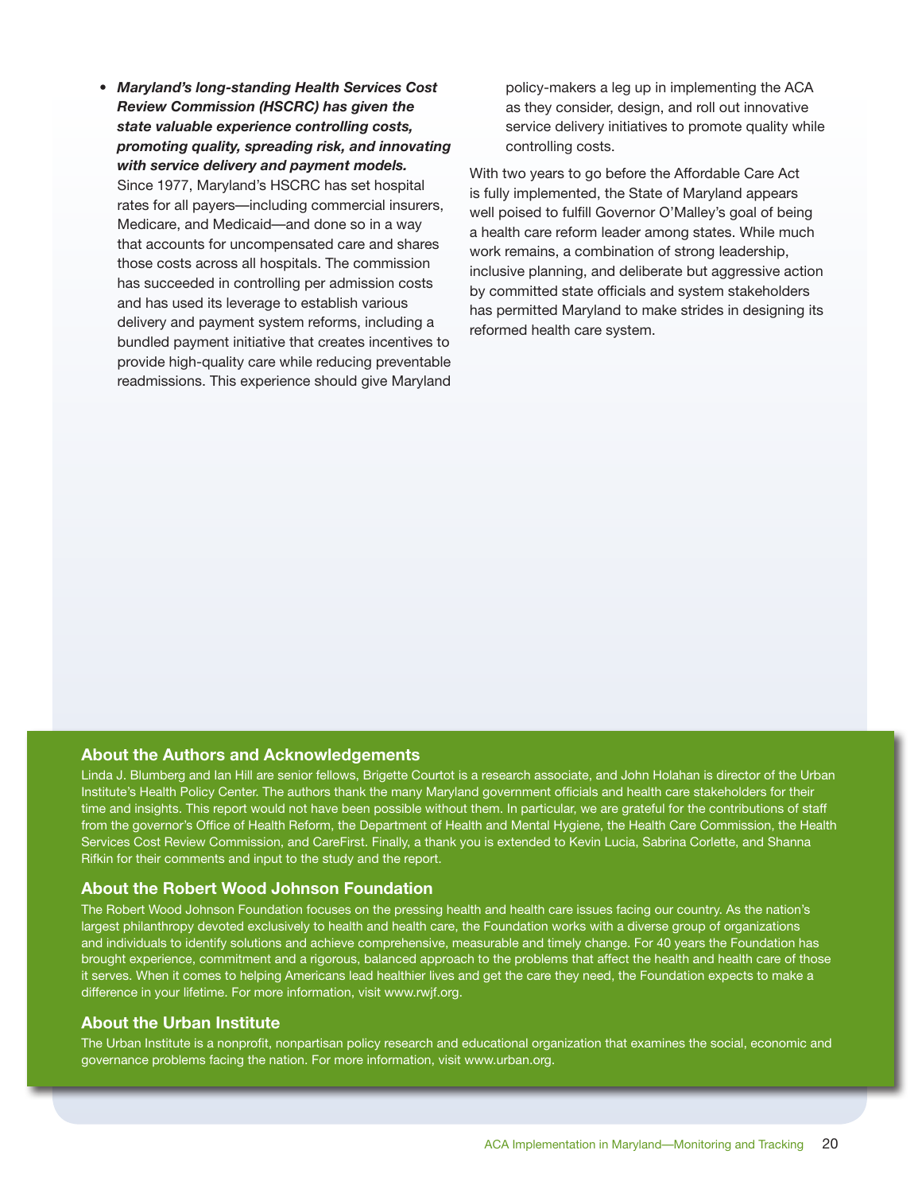- ***Maryland's long-standing Health Services Cost Review Commission (HSCRC) has given the state valuable experience controlling costs, promoting quality, spreading risk, and innovating with service delivery and payment models.*** Since 1977, Maryland's HSCRC has set hospital rates for all payers—including commercial insurers, Medicare, and Medicaid—and done so in a way that accounts for uncompensated care and shares those costs across all hospitals. The commission has succeeded in controlling per admission costs and has used its leverage to establish various delivery and payment system reforms, including a bundled payment initiative that creates incentives to provide high-quality care while reducing preventable readmissions. This experience should give Maryland policy-makers a leg up in implementing the ACA as they consider, design, and roll out innovative service delivery initiatives to promote quality while controlling costs.

With two years to go before the Affordable Care Act is fully implemented, the State of Maryland appears well poised to fulfill Governor O'Malley's goal of being a health care reform leader among states. While much work remains, a combination of strong leadership, inclusive planning, and deliberate but aggressive action by committed state officials and system stakeholders has permitted Maryland to make strides in designing its reformed health care system.

## About the Authors and Acknowledgements

Linda J. Blumberg and Ian Hill are senior fellows, Brigette Courtot is a research associate, and John Holahan is director of the Urban Institute's Health Policy Center. The authors thank the many Maryland government officials and health care stakeholders for their time and insights. This report would not have been possible without them. In particular, we are grateful for the contributions of staff from the governor's Office of Health Reform, the Department of Health and Mental Hygiene, the Health Care Commission, the Health Services Cost Review Commission, and CareFirst. Finally, a thank you is extended to Kevin Lucia, Sabrina Corlette, and Shanna Rifkin for their comments and input to the study and the report.

## About the Robert Wood Johnson Foundation

The Robert Wood Johnson Foundation focuses on the pressing health and health care issues facing our country. As the nation's largest philanthropy devoted exclusively to health and health care, the Foundation works with a diverse group of organizations and individuals to identify solutions and achieve comprehensive, measurable and timely change. For 40 years the Foundation has brought experience, commitment and a rigorous, balanced approach to the problems that affect the health and health care of those it serves. When it comes to helping Americans lead healthier lives and get the care they need, the Foundation expects to make a difference in your lifetime. For more information, visit www.rwjf.org.

## About the Urban Institute

The Urban Institute is a nonprofit, nonpartisan policy research and educational organization that examines the social, economic and governance problems facing the nation. For more information, visit www.urban.org.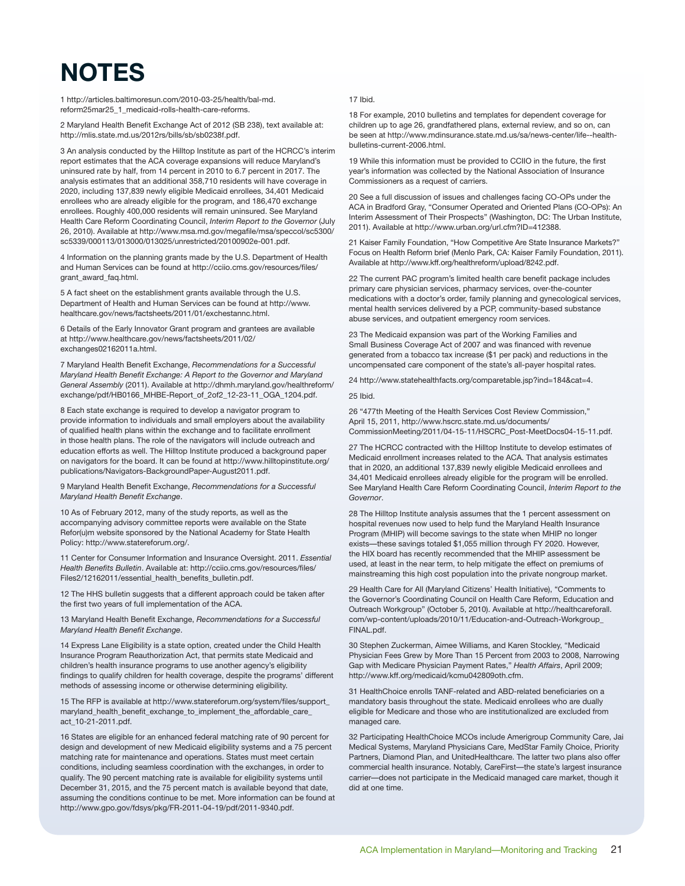# NOTES

1 http://articles.baltimoresun.com/2010-03-25/health/bal-md.reform25mar25_1_medicaid-rolls-health-care-reforms.

2 Maryland Health Benefit Exchange Act of 2012 (SB 238), text available at: http://mlis.state.md.us/2012rs/bills/sb/sb0238f.pdf.

3 An analysis conducted by the Hilltop Institute as part of the HCRCC's interim report estimates that the ACA coverage expansions will reduce Maryland's uninsured rate by half, from 14 percent in 2010 to 6.7 percent in 2017. The analysis estimates that an additional 358,710 residents will have coverage in 2020, including 137,839 newly eligible Medicaid enrollees, 34,401 Medicaid enrollees who are already eligible for the program, and 186,470 exchange enrollees. Roughly 400,000 residents will remain uninsured. See Maryland Health Care Reform Coordinating Council, *Interim Report to the Governor* (July 26, 2010). Available at http://www.msa.md.gov/megafile/msa/speccol/sc5300/sc5339/000113/013000/013025/unrestricted/20100902e-001.pdf.

4 Information on the planning grants made by the U.S. Department of Health and Human Services can be found at http://cciio.cms.gov/resources/files/grant_award_faq.html.

5 A fact sheet on the establishment grants available through the U.S. Department of Health and Human Services can be found at http://www.healthcare.gov/news/factsheets/2011/01/exchestannc.html.

6 Details of the Early Innovator Grant program and grantees are available at http://www.healthcare.gov/news/factsheets/2011/02/exchanges02162011a.html.

7 Maryland Health Benefit Exchange, *Recommendations for a Successful Maryland Health Benefit Exchange: A Report to the Governor and Maryland General Assembly* (2011). Available at http://dhmh.maryland.gov/healthreform/exchange/pdf/HB0166_MHBE-Report_of_2of2_12-23-11_OGA_1204.pdf.

8 Each state exchange is required to develop a navigator program to provide information to individuals and small employers about the availability of qualified health plans within the exchange and to facilitate enrollment in those health plans. The role of the navigators will include outreach and education efforts as well. The Hilltop Institute produced a background paper on navigators for the board. It can be found at http://www.hilltopinstitute.org/publications/Navigators-BackgroundPaper-August2011.pdf.

9 Maryland Health Benefit Exchange, *Recommendations for a Successful Maryland Health Benefit Exchange*.

10 As of February 2012, many of the study reports, as well as the accompanying advisory committee reports were available on the State Refor(u)m website sponsored by the National Academy for State Health Policy: http://www.statereforum.org/.

11 Center for Consumer Information and Insurance Oversight. 2011. *Essential Health Benefits Bulletin*. Available at: http://cciio.cms.gov/resources/files/Files2/12162011/essential_health_benefits_bulletin.pdf.

12 The HHS bulletin suggests that a different approach could be taken after the first two years of full implementation of the ACA.

13 Maryland Health Benefit Exchange, *Recommendations for a Successful Maryland Health Benefit Exchange*.

14 Express Lane Eligibility is a state option, created under the Child Health Insurance Program Reauthorization Act, that permits state Medicaid and children's health insurance programs to use another agency's eligibility findings to qualify children for health coverage, despite the programs' different methods of assessing income or otherwise determining eligibility.

15 The RFP is available at http://www.statereforum.org/system/files/support_maryland_health_benefit_exchange_to_implement_the_affordable_care_act_10-21-2011.pdf.

16 States are eligible for an enhanced federal matching rate of 90 percent for design and development of new Medicaid eligibility systems and a 75 percent matching rate for maintenance and operations. States must meet certain conditions, including seamless coordination with the exchanges, in order to qualify. The 90 percent matching rate is available for eligibility systems until December 31, 2015, and the 75 percent match is available beyond that date, assuming the conditions continue to be met. More information can be found at http://www.gpo.gov/fdsys/pkg/FR-2011-04-19/pdf/2011-9340.pdf.

17 Ibid.

18 For example, 2010 bulletins and templates for dependent coverage for children up to age 26, grandfathered plans, external review, and so on, can be seen at http://www.mdinsurance.state.md.us/sa/news-center/life--health-bulletins-current-2006.html.

19 While this information must be provided to CCIIO in the future, the first year's information was collected by the National Association of Insurance Commissioners as a request of carriers.

20 See a full discussion of issues and challenges facing CO-OPs under the ACA in Bradford Gray, "Consumer Operated and Oriented Plans (CO-OPs): An Interim Assessment of Their Prospects" (Washington, DC: The Urban Institute, 2011). Available at http://www.urban.org/url.cfm?ID=412388.

21 Kaiser Family Foundation, "How Competitive Are State Insurance Markets?" Focus on Health Reform brief (Menlo Park, CA: Kaiser Family Foundation, 2011). Available at http://www.kff.org/healthreform/upload/8242.pdf.

22 The current PAC program's limited health care benefit package includes primary care physician services, pharmacy services, over-the-counter medications with a doctor's order, family planning and gynecological services, mental health services delivered by a PCP, community-based substance abuse services, and outpatient emergency room services.

23 The Medicaid expansion was part of the Working Families and Small Business Coverage Act of 2007 and was financed with revenue generated from a tobacco tax increase ($1 per pack) and reductions in the uncompensated care component of the state's all-payer hospital rates.

24 http://www.statehealthfacts.org/comparetable.jsp?ind=184&cat=4.

25 Ibid.

26 "477th Meeting of the Health Services Cost Review Commission," April 15, 2011, http://www.hscrc.state.md.us/documents/CommissionMeeting/2011/04-15-11/HSCRC_Post-MeetDocs04-15-11.pdf.

27 The HCRCC contracted with the Hilltop Institute to develop estimates of Medicaid enrollment increases related to the ACA. That analysis estimates that in 2020, an additional 137,839 newly eligible Medicaid enrollees and 34,401 Medicaid enrollees already eligible for the program will be enrolled. See Maryland Health Care Reform Coordinating Council, *Interim Report to the Governor*.

28 The Hilltop Institute analysis assumes that the 1 percent assessment on hospital revenues now used to help fund the Maryland Health Insurance Program (MHIP) will become savings to the state when MHIP no longer exists—these savings totaled $1,055 million through FY 2020. However, the HIX board has recently recommended that the MHIP assessment be used, at least in the near term, to help mitigate the effect on premiums of mainstreaming this high cost population into the private nongroup market.

29 Health Care for All (Maryland Citizens' Health Initiative), "Comments to the Governor's Coordinating Council on Health Care Reform, Education and Outreach Workgroup" (October 5, 2010). Available at http://healthcareforall.com/wp-content/uploads/2010/11/Education-and-Outreach-Workgroup_FINAL.pdf.

30 Stephen Zuckerman, Aimee Williams, and Karen Stockley, "Medicaid Physician Fees Grew by More Than 15 Percent from 2003 to 2008, Narrowing Gap with Medicare Physician Payment Rates," *Health Affairs*, April 2009; http://www.kff.org/medicaid/kcmu042809oth.cfm.

31 HealthChoice enrolls TANF-related and ABD-related beneficiaries on a mandatory basis throughout the state. Medicaid enrollees who are dually eligible for Medicare and those who are institutionalized are excluded from managed care.

32 Participating HealthChoice MCOs include Amerigroup Community Care, Jai Medical Systems, Maryland Physicians Care, MedStar Family Choice, Priority Partners, Diamond Plan, and UnitedHealthcare. The latter two plans also offer commercial health insurance. Notably, CareFirst—the state's largest insurance carrier—does not participate in the Medicaid managed care market, though it did at one time.